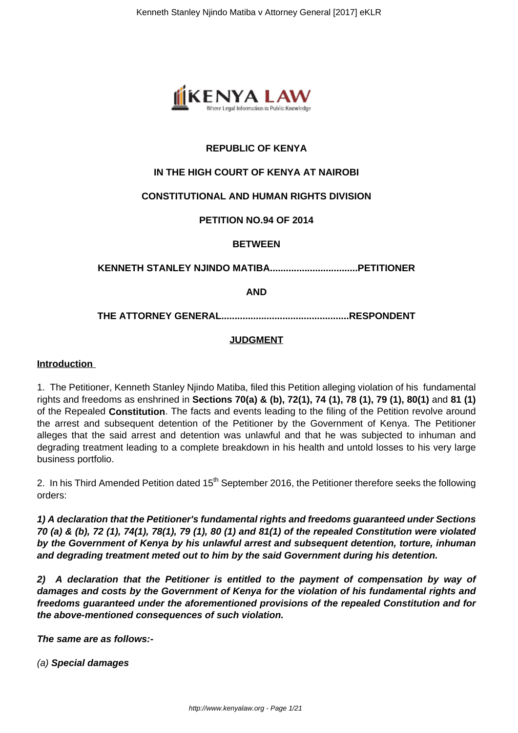**REPUBLIC OF KENYA**

**IN THE HIGH COURT OF KENYA AT NAIROBI**

**CONSTITUTIONAL AND HUMAN RIGHTS DIVISION**

**PETITION NO.94 OF 2014**

**BETWEEN**

**KENNETH STANLEY NJINDO MATIBA.................................PETITIONER**

**AND**

**THE ATTORNEY GENERAL................................................RESPONDENT**

**JUDGMENT**

**Introduction**

1. The Petitioner, Kenneth Stanley Njindo Matiba, filed this Petition alleging violation of his fundamental rights and freedoms as enshrined in **Sections 70(a) & (b), 72(1), 74 (1), 78 (1), 79 (1), 80(1)** and **81 (1)** of the Repealed **Constitution**. The facts and events leading to the filing of the Petition revolve around the arrest and subsequent detention of the Petitioner by the Government of Kenya. The Petitioner alleges that the said arrest and detention was unlawful and that he was subjected to inhuman and degrading treatment leading to a complete breakdown in his health and untold losses to his very large business portfolio.

2. In his Third Amended Petition dated 15th September 2016, the Petitioner therefore seeks the following orders:

***1) A declaration that the Petitioner's fundamental rights and freedoms guaranteed under Sections 70 (a) & (b), 72 (1), 74(1), 78(1), 79 (1), 80 (1) and 81(1) of the repealed Constitution were violated by the Government of Kenya by his unlawful arrest and subsequent detention, torture, inhuman and degrading treatment meted out to him by the said Government during his detention.***

***2) A declaration that the Petitioner is entitled to the payment of compensation by way of damages and costs by the Government of Kenya for the violation of his fundamental rights and freedoms guaranteed under the aforementioned provisions of the repealed Constitution and for the above-mentioned consequences of such violation.***

***The same are as follows:-***

*(a)* ***Special damages***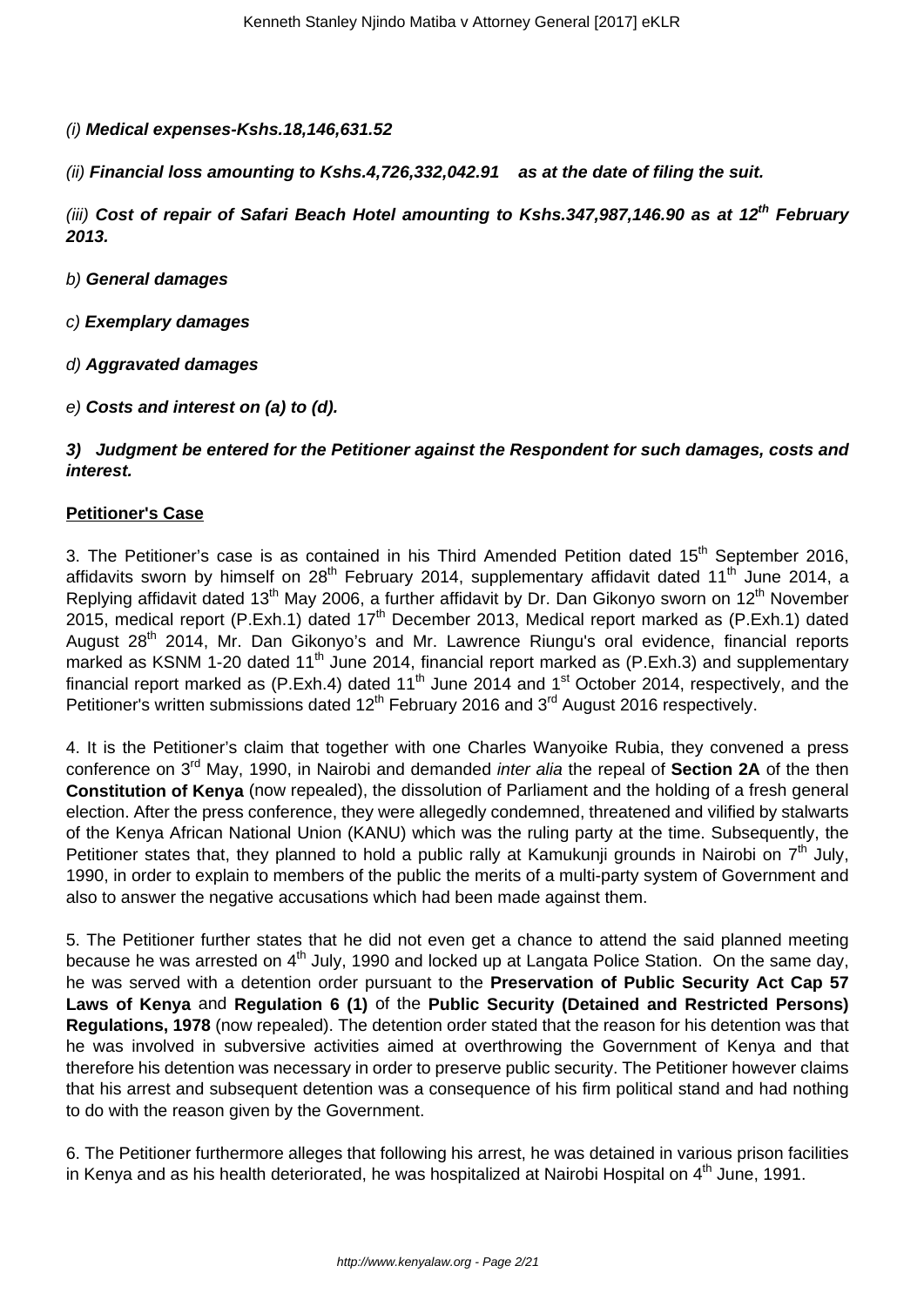(i) ***Medical expenses-Kshs.18,146,631.52***

(ii) ***Financial loss amounting to Kshs.4,726,332,042.91 as at the date of filing the suit.***

(iii) ***Cost of repair of Safari Beach Hotel amounting to Kshs.347,987,146.90 as at 12th February 2013.***

b) ***General damages***

c) ***Exemplary damages***

d) ***Aggravated damages***

e) ***Costs and interest on (a) to (d).***

**3) Judgment be entered for the Petitioner against the Respondent for such damages, costs and interest.**

**Petitioner's Case**

3. The Petitioner's case is as contained in his Third Amended Petition dated 15th September 2016, affidavits sworn by himself on 28th February 2014, supplementary affidavit dated 11th June 2014, a Replying affidavit dated 13th May 2006, a further affidavit by Dr. Dan Gikonyo sworn on 12th November 2015, medical report (P.Exh.1) dated 17th December 2013, Medical report marked as (P.Exh.1) dated August 28th 2014, Mr. Dan Gikonyo's and Mr. Lawrence Riungu's oral evidence, financial reports marked as KSNM 1-20 dated 11th June 2014, financial report marked as (P.Exh.3) and supplementary financial report marked as (P.Exh.4) dated 11th June 2014 and 1st October 2014, respectively, and the Petitioner's written submissions dated 12th February 2016 and 3rd August 2016 respectively.

4. It is the Petitioner's claim that together with one Charles Wanyoike Rubia, they convened a press conference on 3rd May, 1990, in Nairobi and demanded *inter alia* the repeal of **Section 2A** of the then **Constitution of Kenya** (now repealed), the dissolution of Parliament and the holding of a fresh general election. After the press conference, they were allegedly condemned, threatened and vilified by stalwarts of the Kenya African National Union (KANU) which was the ruling party at the time. Subsequently, the Petitioner states that, they planned to hold a public rally at Kamukunji grounds in Nairobi on 7th July, 1990, in order to explain to members of the public the merits of a multi-party system of Government and also to answer the negative accusations which had been made against them.

5. The Petitioner further states that he did not even get a chance to attend the said planned meeting because he was arrested on 4th July, 1990 and locked up at Langata Police Station. On the same day, he was served with a detention order pursuant to the **Preservation of Public Security Act Cap 57 Laws of Kenya** and **Regulation 6 (1)** of the **Public Security (Detained and Restricted Persons) Regulations, 1978** (now repealed). The detention order stated that the reason for his detention was that he was involved in subversive activities aimed at overthrowing the Government of Kenya and that therefore his detention was necessary in order to preserve public security. The Petitioner however claims that his arrest and subsequent detention was a consequence of his firm political stand and had nothing to do with the reason given by the Government.

6. The Petitioner furthermore alleges that following his arrest, he was detained in various prison facilities in Kenya and as his health deteriorated, he was hospitalized at Nairobi Hospital on 4th June, 1991.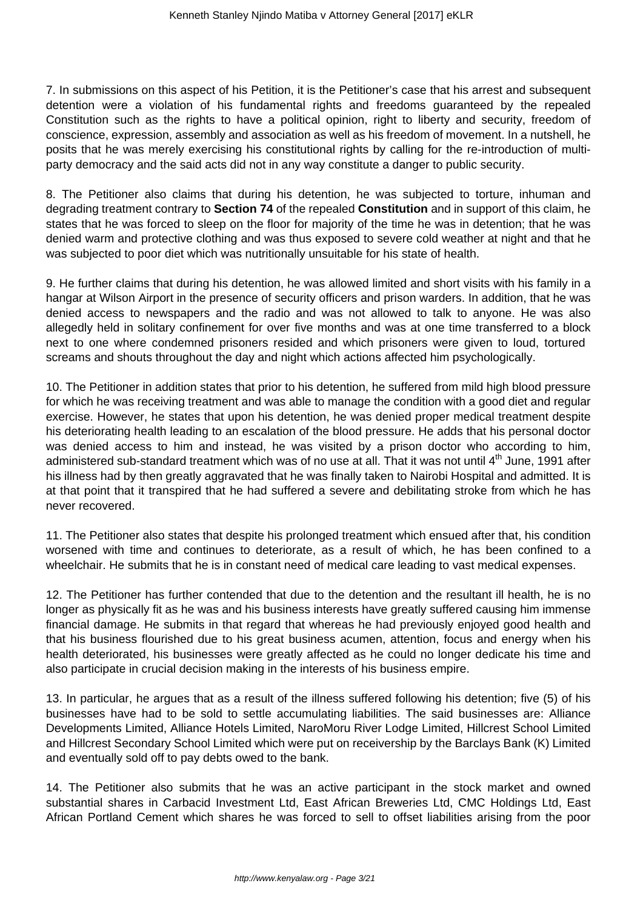7. In submissions on this aspect of his Petition, it is the Petitioner's case that his arrest and subsequent detention were a violation of his fundamental rights and freedoms guaranteed by the repealed Constitution such as the rights to have a political opinion, right to liberty and security, freedom of conscience, expression, assembly and association as well as his freedom of movement. In a nutshell, he posits that he was merely exercising his constitutional rights by calling for the re-introduction of multi-party democracy and the said acts did not in any way constitute a danger to public security.

8. The Petitioner also claims that during his detention, he was subjected to torture, inhuman and degrading treatment contrary to **Section 74** of the repealed **Constitution** and in support of this claim, he states that he was forced to sleep on the floor for majority of the time he was in detention; that he was denied warm and protective clothing and was thus exposed to severe cold weather at night and that he was subjected to poor diet which was nutritionally unsuitable for his state of health.

9. He further claims that during his detention, he was allowed limited and short visits with his family in a hangar at Wilson Airport in the presence of security officers and prison warders. In addition, that he was denied access to newspapers and the radio and was not allowed to talk to anyone. He was also allegedly held in solitary confinement for over five months and was at one time transferred to a block next to one where condemned prisoners resided and which prisoners were given to loud, tortured screams and shouts throughout the day and night which actions affected him psychologically.

10. The Petitioner in addition states that prior to his detention, he suffered from mild high blood pressure for which he was receiving treatment and was able to manage the condition with a good diet and regular exercise. However, he states that upon his detention, he was denied proper medical treatment despite his deteriorating health leading to an escalation of the blood pressure. He adds that his personal doctor was denied access to him and instead, he was visited by a prison doctor who according to him, administered sub-standard treatment which was of no use at all. That it was not until 4th June, 1991 after his illness had by then greatly aggravated that he was finally taken to Nairobi Hospital and admitted. It is at that point that it transpired that he had suffered a severe and debilitating stroke from which he has never recovered.

11. The Petitioner also states that despite his prolonged treatment which ensued after that, his condition worsened with time and continues to deteriorate, as a result of which, he has been confined to a wheelchair. He submits that he is in constant need of medical care leading to vast medical expenses.

12. The Petitioner has further contended that due to the detention and the resultant ill health, he is no longer as physically fit as he was and his business interests have greatly suffered causing him immense financial damage. He submits in that regard that whereas he had previously enjoyed good health and that his business flourished due to his great business acumen, attention, focus and energy when his health deteriorated, his businesses were greatly affected as he could no longer dedicate his time and also participate in crucial decision making in the interests of his business empire.

13. In particular, he argues that as a result of the illness suffered following his detention; five (5) of his businesses have had to be sold to settle accumulating liabilities. The said businesses are: Alliance Developments Limited, Alliance Hotels Limited, NaroMoru River Lodge Limited, Hillcrest School Limited and Hillcrest Secondary School Limited which were put on receivership by the Barclays Bank (K) Limited and eventually sold off to pay debts owed to the bank.

14. The Petitioner also submits that he was an active participant in the stock market and owned substantial shares in Carbacid Investment Ltd, East African Breweries Ltd, CMC Holdings Ltd, East African Portland Cement which shares he was forced to sell to offset liabilities arising from the poor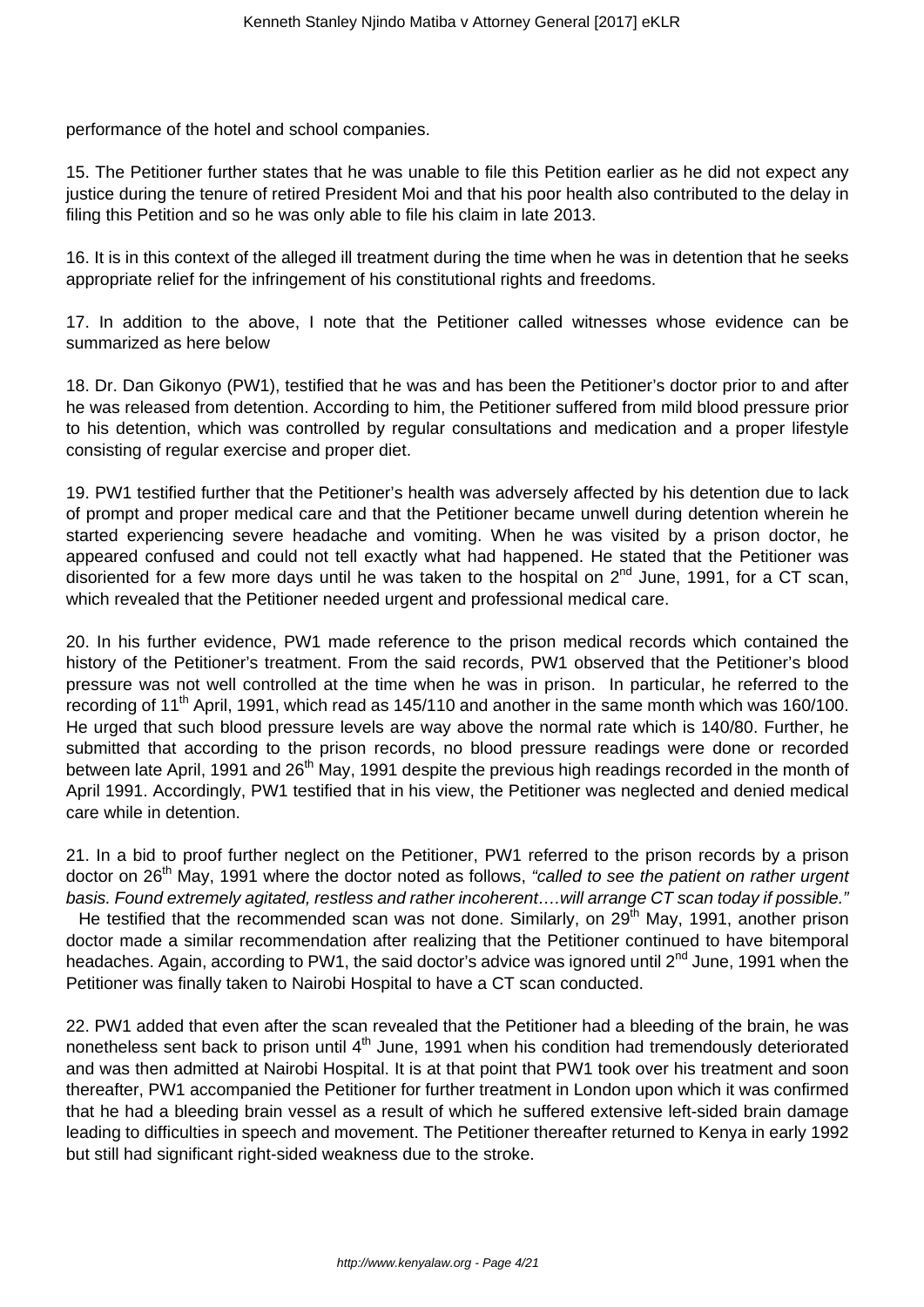performance of the hotel and school companies.

15. The Petitioner further states that he was unable to file this Petition earlier as he did not expect any justice during the tenure of retired President Moi and that his poor health also contributed to the delay in filing this Petition and so he was only able to file his claim in late 2013.

16. It is in this context of the alleged ill treatment during the time when he was in detention that he seeks appropriate relief for the infringement of his constitutional rights and freedoms.

17. In addition to the above, I note that the Petitioner called witnesses whose evidence can be summarized as here below

18. Dr. Dan Gikonyo (PW1), testified that he was and has been the Petitioner's doctor prior to and after he was released from detention. According to him, the Petitioner suffered from mild blood pressure prior to his detention, which was controlled by regular consultations and medication and a proper lifestyle consisting of regular exercise and proper diet.

19. PW1 testified further that the Petitioner's health was adversely affected by his detention due to lack of prompt and proper medical care and that the Petitioner became unwell during detention wherein he started experiencing severe headache and vomiting. When he was visited by a prison doctor, he appeared confused and could not tell exactly what had happened. He stated that the Petitioner was disoriented for a few more days until he was taken to the hospital on 2nd June, 1991, for a CT scan, which revealed that the Petitioner needed urgent and professional medical care.

20. In his further evidence, PW1 made reference to the prison medical records which contained the history of the Petitioner's treatment. From the said records, PW1 observed that the Petitioner's blood pressure was not well controlled at the time when he was in prison. In particular, he referred to the recording of 11th April, 1991, which read as 145/110 and another in the same month which was 160/100. He urged that such blood pressure levels are way above the normal rate which is 140/80. Further, he submitted that according to the prison records, no blood pressure readings were done or recorded between late April, 1991 and 26th May, 1991 despite the previous high readings recorded in the month of April 1991. Accordingly, PW1 testified that in his view, the Petitioner was neglected and denied medical care while in detention.

21. In a bid to proof further neglect on the Petitioner, PW1 referred to the prison records by a prison doctor on 26th May, 1991 where the doctor noted as follows, *"called to see the patient on rather urgent basis. Found extremely agitated, restless and rather incoherent….will arrange CT scan today if possible."* He testified that the recommended scan was not done. Similarly, on 29th May, 1991, another prison doctor made a similar recommendation after realizing that the Petitioner continued to have bitemporal headaches. Again, according to PW1, the said doctor's advice was ignored until 2nd June, 1991 when the Petitioner was finally taken to Nairobi Hospital to have a CT scan conducted.

22. PW1 added that even after the scan revealed that the Petitioner had a bleeding of the brain, he was nonetheless sent back to prison until 4th June, 1991 when his condition had tremendously deteriorated and was then admitted at Nairobi Hospital. It is at that point that PW1 took over his treatment and soon thereafter, PW1 accompanied the Petitioner for further treatment in London upon which it was confirmed that he had a bleeding brain vessel as a result of which he suffered extensive left-sided brain damage leading to difficulties in speech and movement. The Petitioner thereafter returned to Kenya in early 1992 but still had significant right-sided weakness due to the stroke.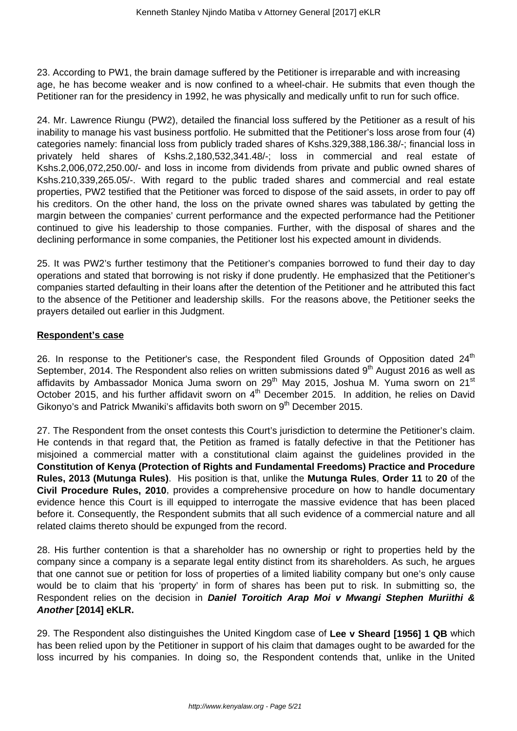23. According to PW1, the brain damage suffered by the Petitioner is irreparable and with increasing age, he has become weaker and is now confined to a wheel-chair. He submits that even though the Petitioner ran for the presidency in 1992, he was physically and medically unfit to run for such office.

24. Mr. Lawrence Riungu (PW2), detailed the financial loss suffered by the Petitioner as a result of his inability to manage his vast business portfolio. He submitted that the Petitioner's loss arose from four (4) categories namely: financial loss from publicly traded shares of Kshs.329,388,186.38/-; financial loss in privately held shares of Kshs.2,180,532,341.48/-; loss in commercial and real estate of Kshs.2,006,072,250.00/- and loss in income from dividends from private and public owned shares of Kshs.210,339,265.05/-. With regard to the public traded shares and commercial and real estate properties, PW2 testified that the Petitioner was forced to dispose of the said assets, in order to pay off his creditors. On the other hand, the loss on the private owned shares was tabulated by getting the margin between the companies' current performance and the expected performance had the Petitioner continued to give his leadership to those companies. Further, with the disposal of shares and the declining performance in some companies, the Petitioner lost his expected amount in dividends.

25. It was PW2's further testimony that the Petitioner's companies borrowed to fund their day to day operations and stated that borrowing is not risky if done prudently. He emphasized that the Petitioner's companies started defaulting in their loans after the detention of the Petitioner and he attributed this fact to the absence of the Petitioner and leadership skills. For the reasons above, the Petitioner seeks the prayers detailed out earlier in this Judgment.

**Respondent's case**

26. In response to the Petitioner's case, the Respondent filed Grounds of Opposition dated 24th September, 2014. The Respondent also relies on written submissions dated 9th August 2016 as well as affidavits by Ambassador Monica Juma sworn on 29th May 2015, Joshua M. Yuma sworn on 21st October 2015, and his further affidavit sworn on 4th December 2015. In addition, he relies on David Gikonyo's and Patrick Mwaniki's affidavits both sworn on 9th December 2015.

27. The Respondent from the onset contests this Court's jurisdiction to determine the Petitioner's claim. He contends in that regard that, the Petition as framed is fatally defective in that the Petitioner has misjoined a commercial matter with a constitutional claim against the guidelines provided in the **Constitution of Kenya (Protection of Rights and Fundamental Freedoms) Practice and Procedure Rules, 2013 (Mutunga Rules)**. His position is that, unlike the **Mutunga Rules**, **Order 11** to **20** of the **Civil Procedure Rules, 2010**, provides a comprehensive procedure on how to handle documentary evidence hence this Court is ill equipped to interrogate the massive evidence that has been placed before it. Consequently, the Respondent submits that all such evidence of a commercial nature and all related claims thereto should be expunged from the record.

28. His further contention is that a shareholder has no ownership or right to properties held by the company since a company is a separate legal entity distinct from its shareholders. As such, he argues that one cannot sue or petition for loss of properties of a limited liability company but one's only cause would be to claim that his 'property' in form of shares has been put to risk. In submitting so, the Respondent relies on the decision in ***Daniel Toroitich Arap Moi v Mwangi Stephen Muriithi & Another* [2014] eKLR.**

29. The Respondent also distinguishes the United Kingdom case of **Lee v Sheard [1956] 1 QB** which has been relied upon by the Petitioner in support of his claim that damages ought to be awarded for the loss incurred by his companies. In doing so, the Respondent contends that, unlike in the United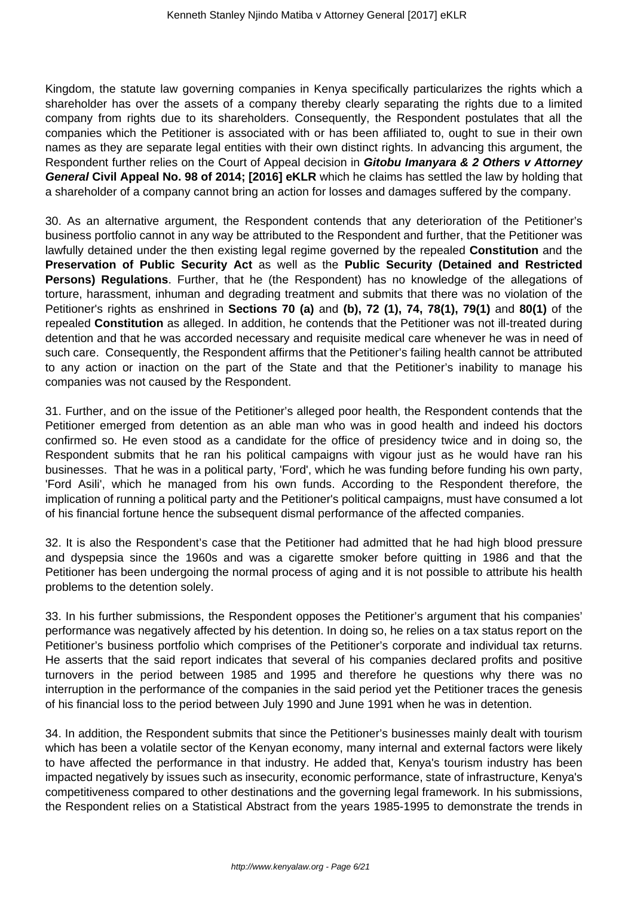Kingdom, the statute law governing companies in Kenya specifically particularizes the rights which a shareholder has over the assets of a company thereby clearly separating the rights due to a limited company from rights due to its shareholders. Consequently, the Respondent postulates that all the companies which the Petitioner is associated with or has been affiliated to, ought to sue in their own names as they are separate legal entities with their own distinct rights. In advancing this argument, the Respondent further relies on the Court of Appeal decision in ***Gitobu Imanyara & 2 Others v Attorney General*** **Civil Appeal No. 98 of 2014; [2016] eKLR** which he claims has settled the law by holding that a shareholder of a company cannot bring an action for losses and damages suffered by the company.

30. As an alternative argument, the Respondent contends that any deterioration of the Petitioner's business portfolio cannot in any way be attributed to the Respondent and further, that the Petitioner was lawfully detained under the then existing legal regime governed by the repealed **Constitution** and the **Preservation of Public Security Act** as well as the **Public Security (Detained and Restricted Persons) Regulations**. Further, that he (the Respondent) has no knowledge of the allegations of torture, harassment, inhuman and degrading treatment and submits that there was no violation of the Petitioner's rights as enshrined in **Sections 70 (a)** and **(b), 72 (1), 74, 78(1), 79(1)** and **80(1)** of the repealed **Constitution** as alleged. In addition, he contends that the Petitioner was not ill-treated during detention and that he was accorded necessary and requisite medical care whenever he was in need of such care. Consequently, the Respondent affirms that the Petitioner's failing health cannot be attributed to any action or inaction on the part of the State and that the Petitioner's inability to manage his companies was not caused by the Respondent.

31. Further, and on the issue of the Petitioner's alleged poor health, the Respondent contends that the Petitioner emerged from detention as an able man who was in good health and indeed his doctors confirmed so. He even stood as a candidate for the office of presidency twice and in doing so, the Respondent submits that he ran his political campaigns with vigour just as he would have ran his businesses. That he was in a political party, 'Ford', which he was funding before funding his own party, 'Ford Asili', which he managed from his own funds. According to the Respondent therefore, the implication of running a political party and the Petitioner's political campaigns, must have consumed a lot of his financial fortune hence the subsequent dismal performance of the affected companies.

32. It is also the Respondent's case that the Petitioner had admitted that he had high blood pressure and dyspepsia since the 1960s and was a cigarette smoker before quitting in 1986 and that the Petitioner has been undergoing the normal process of aging and it is not possible to attribute his health problems to the detention solely.

33. In his further submissions, the Respondent opposes the Petitioner's argument that his companies' performance was negatively affected by his detention. In doing so, he relies on a tax status report on the Petitioner's business portfolio which comprises of the Petitioner's corporate and individual tax returns. He asserts that the said report indicates that several of his companies declared profits and positive turnovers in the period between 1985 and 1995 and therefore he questions why there was no interruption in the performance of the companies in the said period yet the Petitioner traces the genesis of his financial loss to the period between July 1990 and June 1991 when he was in detention.

34. In addition, the Respondent submits that since the Petitioner's businesses mainly dealt with tourism which has been a volatile sector of the Kenyan economy, many internal and external factors were likely to have affected the performance in that industry. He added that, Kenya's tourism industry has been impacted negatively by issues such as insecurity, economic performance, state of infrastructure, Kenya's competitiveness compared to other destinations and the governing legal framework. In his submissions, the Respondent relies on a Statistical Abstract from the years 1985-1995 to demonstrate the trends in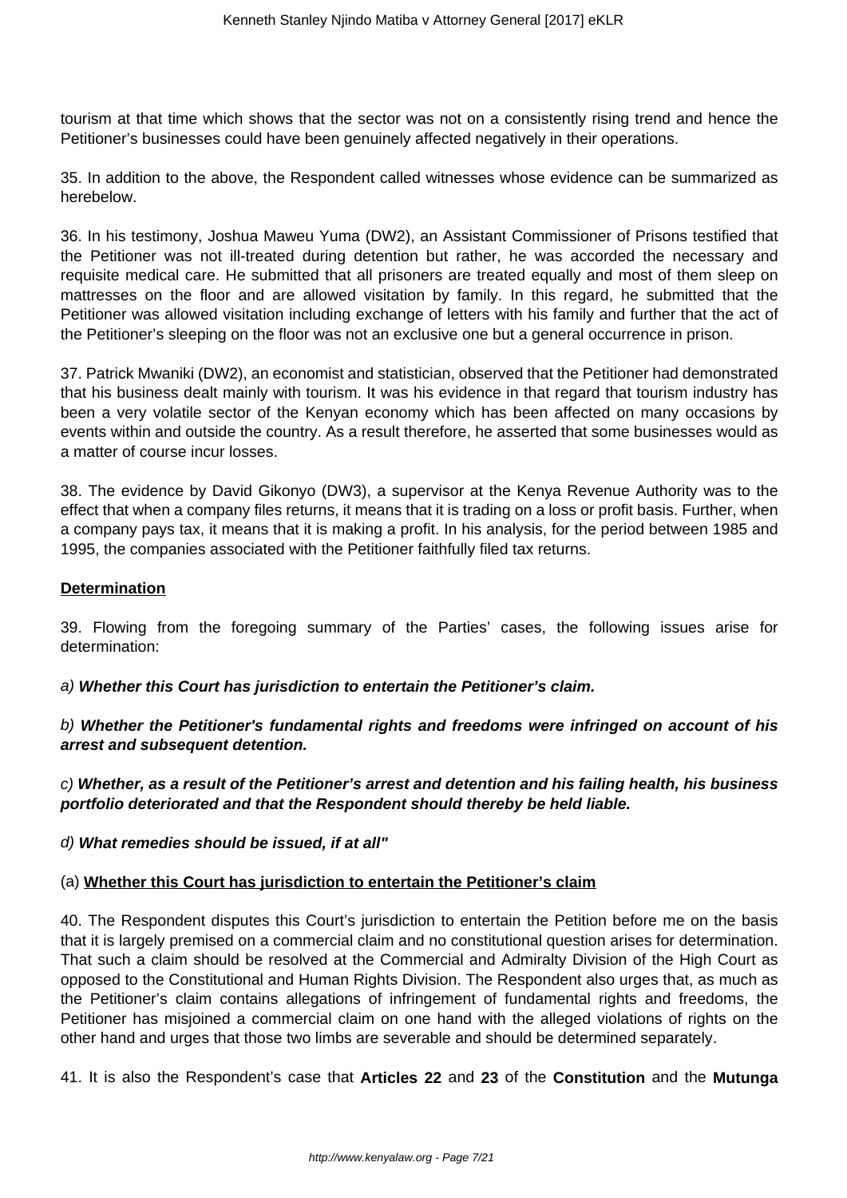tourism at that time which shows that the sector was not on a consistently rising trend and hence the Petitioner's businesses could have been genuinely affected negatively in their operations.

35. In addition to the above, the Respondent called witnesses whose evidence can be summarized as herebelow.

36. In his testimony, Joshua Maweu Yuma (DW2), an Assistant Commissioner of Prisons testified that the Petitioner was not ill-treated during detention but rather, he was accorded the necessary and requisite medical care. He submitted that all prisoners are treated equally and most of them sleep on mattresses on the floor and are allowed visitation by family. In this regard, he submitted that the Petitioner was allowed visitation including exchange of letters with his family and further that the act of the Petitioner's sleeping on the floor was not an exclusive one but a general occurrence in prison.

37. Patrick Mwaniki (DW2), an economist and statistician, observed that the Petitioner had demonstrated that his business dealt mainly with tourism. It was his evidence in that regard that tourism industry has been a very volatile sector of the Kenyan economy which has been affected on many occasions by events within and outside the country. As a result therefore, he asserted that some businesses would as a matter of course incur losses.

38. The evidence by David Gikonyo (DW3), a supervisor at the Kenya Revenue Authority was to the effect that when a company files returns, it means that it is trading on a loss or profit basis. Further, when a company pays tax, it means that it is making a profit. In his analysis, for the period between 1985 and 1995, the companies associated with the Petitioner faithfully filed tax returns.

**Determination**

39. Flowing from the foregoing summary of the Parties' cases, the following issues arise for determination:

*a)* ***Whether this Court has jurisdiction to entertain the Petitioner's claim.***

*b)* ***Whether the Petitioner's fundamental rights and freedoms were infringed on account of his arrest and subsequent detention.***

*c)* ***Whether, as a result of the Petitioner's arrest and detention and his failing health, his business portfolio deteriorated and that the Respondent should thereby be held liable.***

*d)* ***What remedies should be issued, if at all"***

(a) **Whether this Court has jurisdiction to entertain the Petitioner's claim**

40. The Respondent disputes this Court's jurisdiction to entertain the Petition before me on the basis that it is largely premised on a commercial claim and no constitutional question arises for determination. That such a claim should be resolved at the Commercial and Admiralty Division of the High Court as opposed to the Constitutional and Human Rights Division. The Respondent also urges that, as much as the Petitioner's claim contains allegations of infringement of fundamental rights and freedoms, the Petitioner has misjoined a commercial claim on one hand with the alleged violations of rights on the other hand and urges that those two limbs are severable and should be determined separately.

41. It is also the Respondent's case that **Articles 22** and **23** of the **Constitution** and the **Mutunga**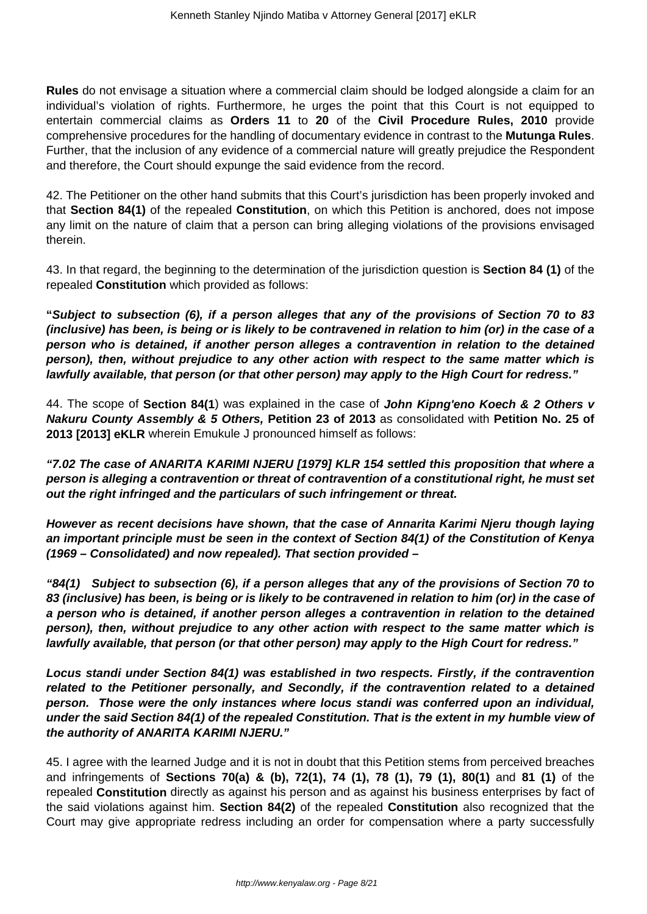**Rules** do not envisage a situation where a commercial claim should be lodged alongside a claim for an individual's violation of rights. Furthermore, he urges the point that this Court is not equipped to entertain commercial claims as **Orders 11** to **20** of the **Civil Procedure Rules, 2010** provide comprehensive procedures for the handling of documentary evidence in contrast to the **Mutunga Rules**. Further, that the inclusion of any evidence of a commercial nature will greatly prejudice the Respondent and therefore, the Court should expunge the said evidence from the record.

42. The Petitioner on the other hand submits that this Court's jurisdiction has been properly invoked and that **Section 84(1)** of the repealed **Constitution**, on which this Petition is anchored, does not impose any limit on the nature of claim that a person can bring alleging violations of the provisions envisaged therein.

43. In that regard, the beginning to the determination of the jurisdiction question is **Section 84 (1)** of the repealed **Constitution** which provided as follows:

**"*Subject to subsection (6), if a person alleges that any of the provisions of Section 70 to 83 (inclusive) has been, is being or is likely to be contravened in relation to him (or) in the case of a person who is detained, if another person alleges a contravention in relation to the detained person), then, without prejudice to any other action with respect to the same matter which is lawfully available, that person (or that other person) may apply to the High Court for redress.*"**

44. The scope of **Section 84(1**) was explained in the case of ***John Kipng'eno Koech & 2 Others v Nakuru County Assembly & 5 Others,*** **Petition 23 of 2013** as consolidated with **Petition No. 25 of 2013 [2013] eKLR** wherein Emukule J pronounced himself as follows:

***"7.02 The case of ANARITA KARIMI NJERU [1979] KLR 154 settled this proposition that where a person is alleging a contravention or threat of contravention of a constitutional right, he must set out the right infringed and the particulars of such infringement or threat.***

***However as recent decisions have shown, that the case of Annarita Karimi Njeru though laying an important principle must be seen in the context of Section 84(1) of the Constitution of Kenya (1969 – Consolidated) and now repealed). That section provided –***

***"84(1) Subject to subsection (6), if a person alleges that any of the provisions of Section 70 to 83 (inclusive) has been, is being or is likely to be contravened in relation to him (or) in the case of a person who is detained, if another person alleges a contravention in relation to the detained person), then, without prejudice to any other action with respect to the same matter which is lawfully available, that person (or that other person) may apply to the High Court for redress."***

***Locus standi under Section 84(1) was established in two respects. Firstly, if the contravention related to the Petitioner personally, and Secondly, if the contravention related to a detained person. Those were the only instances where locus standi was conferred upon an individual, under the said Section 84(1) of the repealed Constitution. That is the extent in my humble view of the authority of ANARITA KARIMI NJERU."***

45. I agree with the learned Judge and it is not in doubt that this Petition stems from perceived breaches and infringements of **Sections 70(a) & (b), 72(1), 74 (1), 78 (1), 79 (1), 80(1)** and **81 (1)** of the repealed **Constitution** directly as against his person and as against his business enterprises by fact of the said violations against him. **Section 84(2)** of the repealed **Constitution** also recognized that the Court may give appropriate redress including an order for compensation where a party successfully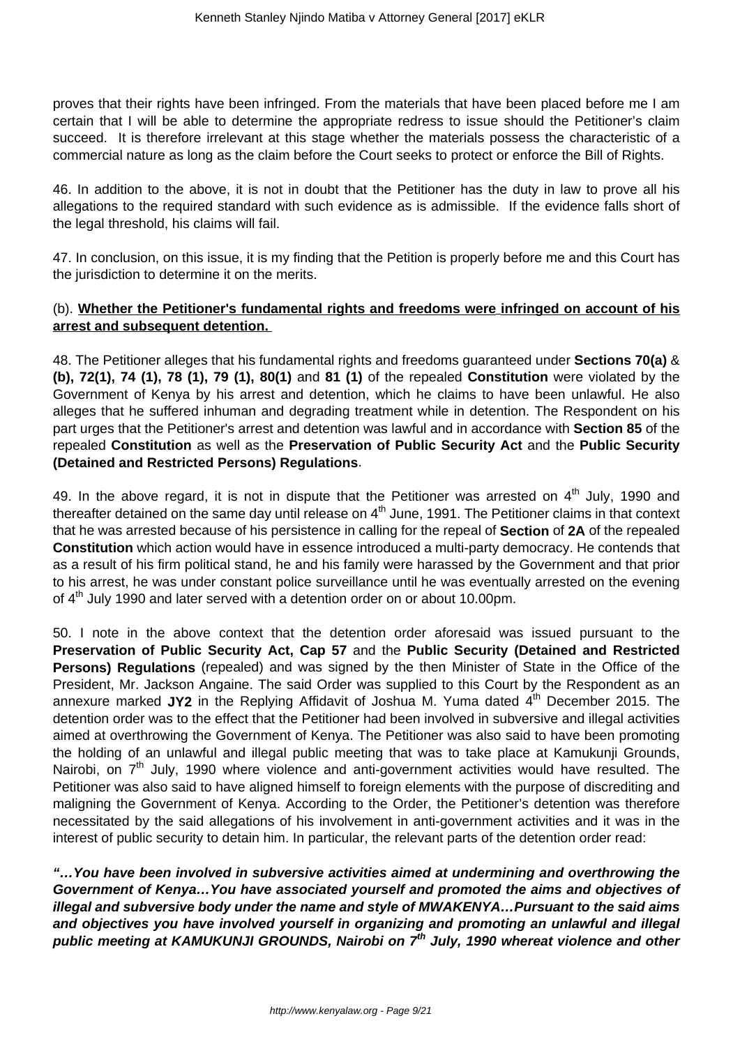proves that their rights have been infringed. From the materials that have been placed before me I am certain that I will be able to determine the appropriate redress to issue should the Petitioner's claim succeed. It is therefore irrelevant at this stage whether the materials possess the characteristic of a commercial nature as long as the claim before the Court seeks to protect or enforce the Bill of Rights.

46. In addition to the above, it is not in doubt that the Petitioner has the duty in law to prove all his allegations to the required standard with such evidence as is admissible. If the evidence falls short of the legal threshold, his claims will fail.

47. In conclusion, on this issue, it is my finding that the Petition is properly before me and this Court has the jurisdiction to determine it on the merits.

(b). **Whether the Petitioner's fundamental rights and freedoms were infringed on account of his arrest and subsequent detention.**

48. The Petitioner alleges that his fundamental rights and freedoms guaranteed under **Sections 70(a)** & **(b), 72(1), 74 (1), 78 (1), 79 (1), 80(1)** and **81 (1)** of the repealed **Constitution** were violated by the Government of Kenya by his arrest and detention, which he claims to have been unlawful. He also alleges that he suffered inhuman and degrading treatment while in detention. The Respondent on his part urges that the Petitioner's arrest and detention was lawful and in accordance with **Section 85** of the repealed **Constitution** as well as the **Preservation of Public Security Act** and the **Public Security (Detained and Restricted Persons) Regulations**.

49. In the above regard, it is not in dispute that the Petitioner was arrested on 4th July, 1990 and thereafter detained on the same day until release on 4th June, 1991. The Petitioner claims in that context that he was arrested because of his persistence in calling for the repeal of **Section** of **2A** of the repealed **Constitution** which action would have in essence introduced a multi-party democracy. He contends that as a result of his firm political stand, he and his family were harassed by the Government and that prior to his arrest, he was under constant police surveillance until he was eventually arrested on the evening of 4th July 1990 and later served with a detention order on or about 10.00pm.

50. I note in the above context that the detention order aforesaid was issued pursuant to the **Preservation of Public Security Act, Cap 57** and the **Public Security (Detained and Restricted Persons) Regulations** (repealed) and was signed by the then Minister of State in the Office of the President, Mr. Jackson Angaine. The said Order was supplied to this Court by the Respondent as an annexure marked **JY2** in the Replying Affidavit of Joshua M. Yuma dated 4th December 2015. The detention order was to the effect that the Petitioner had been involved in subversive and illegal activities aimed at overthrowing the Government of Kenya. The Petitioner was also said to have been promoting the holding of an unlawful and illegal public meeting that was to take place at Kamukunji Grounds, Nairobi, on 7th July, 1990 where violence and anti-government activities would have resulted. The Petitioner was also said to have aligned himself to foreign elements with the purpose of discrediting and maligning the Government of Kenya. According to the Order, the Petitioner's detention was therefore necessitated by the said allegations of his involvement in anti-government activities and it was in the interest of public security to detain him. In particular, the relevant parts of the detention order read:

***"…You have been involved in subversive activities aimed at undermining and overthrowing the Government of Kenya…You have associated yourself and promoted the aims and objectives of illegal and subversive body under the name and style of MWAKENYA…Pursuant to the said aims and objectives you have involved yourself in organizing and promoting an unlawful and illegal public meeting at KAMUKUNJI GROUNDS, Nairobi on 7th July, 1990 whereat violence and other***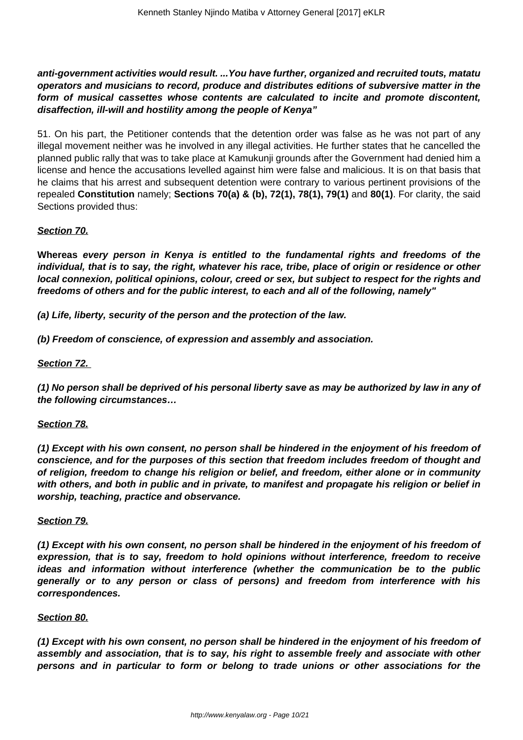**anti-government activities would result. ...You have further, organized and recruited touts, matatu operators and musicians to record, produce and distributes editions of subversive matter in the form of musical cassettes whose contents are calculated to incite and promote discontent, disaffection, ill-will and hostility among the people of Kenya”**

51. On his part, the Petitioner contends that the detention order was false as he was not part of any illegal movement neither was he involved in any illegal activities. He further states that he cancelled the planned public rally that was to take place at Kamukunji grounds after the Government had denied him a license and hence the accusations levelled against him were false and malicious. It is on that basis that he claims that his arrest and subsequent detention were contrary to various pertinent provisions of the repealed **Constitution** namely; **Sections 70(a) & (b), 72(1), 78(1), 79(1)** and **80(1)**. For clarity, the said Sections provided thus:

**Section 70.**

**Whereas *every person in Kenya is entitled to the fundamental rights and freedoms of the individual, that is to say, the right, whatever his race, tribe, place of origin or residence or other local connexion, political opinions, colour, creed or sex, but subject to respect for the rights and freedoms of others and for the public interest, to each and all of the following, namely"***

***(a) Life, liberty, security of the person and the protection of the law.***

***(b) Freedom of conscience, of expression and assembly and association.***

**Section 72.**

***(1) No person shall be deprived of his personal liberty save as may be authorized by law in any of the following circumstances…***

**Section 78.**

***(1) Except with his own consent, no person shall be hindered in the enjoyment of his freedom of conscience, and for the purposes of this section that freedom includes freedom of thought and of religion, freedom to change his religion or belief, and freedom, either alone or in community with others, and both in public and in private, to manifest and propagate his religion or belief in worship, teaching, practice and observance.***

**Section 79.**

***(1) Except with his own consent, no person shall be hindered in the enjoyment of his freedom of expression, that is to say, freedom to hold opinions without interference, freedom to receive ideas and information without interference (whether the communication be to the public generally or to any person or class of persons) and freedom from interference with his correspondences.***

**Section 80.**

***(1) Except with his own consent, no person shall be hindered in the enjoyment of his freedom of assembly and association, that is to say, his right to assemble freely and associate with other persons and in particular to form or belong to trade unions or other associations for the***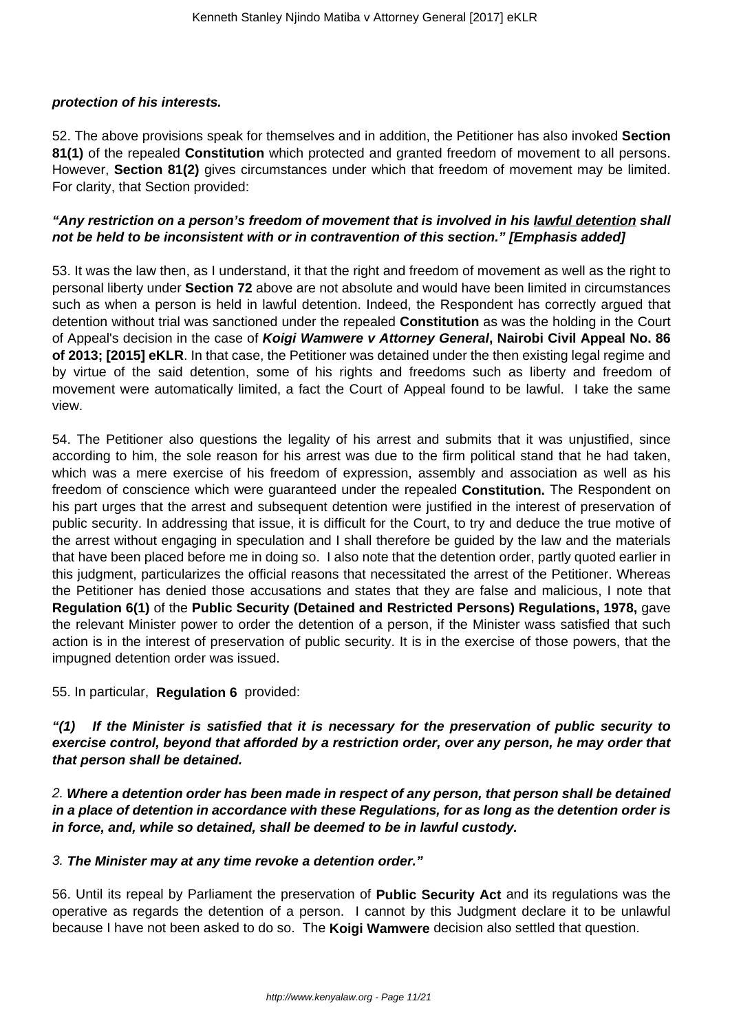***protection of his interests.***

52. The above provisions speak for themselves and in addition, the Petitioner has also invoked **Section 81(1)** of the repealed **Constitution** which protected and granted freedom of movement to all persons. However, **Section 81(2)** gives circumstances under which that freedom of movement may be limited. For clarity, that Section provided:

***"Any restriction on a person's freedom of movement that is involved in his <u>lawful detention</u> shall not be held to be inconsistent with or in contravention of this section." [Emphasis added]***

53. It was the law then, as I understand, it that the right and freedom of movement as well as the right to personal liberty under **Section 72** above are not absolute and would have been limited in circumstances such as when a person is held in lawful detention. Indeed, the Respondent has correctly argued that detention without trial was sanctioned under the repealed **Constitution** as was the holding in the Court of Appeal's decision in the case of ***Koigi Wamwere v Attorney General*, Nairobi Civil Appeal No. 86 of 2013; [2015] eKLR**. In that case, the Petitioner was detained under the then existing legal regime and by virtue of the said detention, some of his rights and freedoms such as liberty and freedom of movement were automatically limited, a fact the Court of Appeal found to be lawful. I take the same view.

54. The Petitioner also questions the legality of his arrest and submits that it was unjustified, since according to him, the sole reason for his arrest was due to the firm political stand that he had taken, which was a mere exercise of his freedom of expression, assembly and association as well as his freedom of conscience which were guaranteed under the repealed **Constitution.** The Respondent on his part urges that the arrest and subsequent detention were justified in the interest of preservation of public security. In addressing that issue, it is difficult for the Court, to try and deduce the true motive of the arrest without engaging in speculation and I shall therefore be guided by the law and the materials that have been placed before me in doing so. I also note that the detention order, partly quoted earlier in this judgment, particularizes the official reasons that necessitated the arrest of the Petitioner. Whereas the Petitioner has denied those accusations and states that they are false and malicious, I note that **Regulation 6(1)** of the **Public Security (Detained and Restricted Persons) Regulations, 1978,** gave the relevant Minister power to order the detention of a person, if the Minister wass satisfied that such action is in the interest of preservation of public security. It is in the exercise of those powers, that the impugned detention order was issued.

55. In particular, **Regulation 6** provided:

***"(1) If the Minister is satisfied that it is necessary for the preservation of public security to exercise control, beyond that afforded by a restriction order, over any person, he may order that that person shall be detained.***

*2.* ***Where a detention order has been made in respect of any person, that person shall be detained in a place of detention in accordance with these Regulations, for as long as the detention order is in force, and, while so detained, shall be deemed to be in lawful custody.***

*3.* ***The Minister may at any time revoke a detention order."***

56. Until its repeal by Parliament the preservation of **Public Security Act** and its regulations was the operative as regards the detention of a person. I cannot by this Judgment declare it to be unlawful because I have not been asked to do so. The **Koigi Wamwere** decision also settled that question.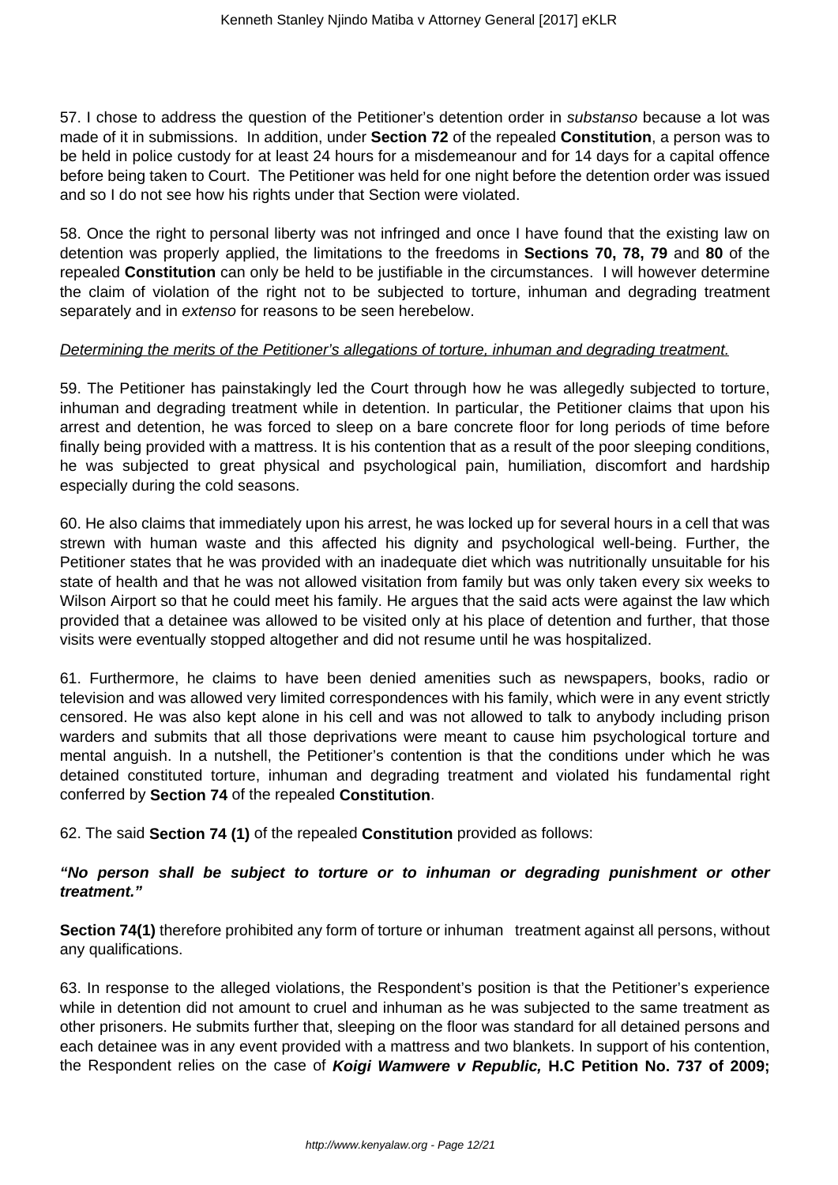57. I chose to address the question of the Petitioner's detention order in *substanso* because a lot was made of it in submissions. In addition, under **Section 72** of the repealed **Constitution**, a person was to be held in police custody for at least 24 hours for a misdemeanour and for 14 days for a capital offence before being taken to Court. The Petitioner was held for one night before the detention order was issued and so I do not see how his rights under that Section were violated.

58. Once the right to personal liberty was not infringed and once I have found that the existing law on detention was properly applied, the limitations to the freedoms in **Sections 70, 78, 79** and **80** of the repealed **Constitution** can only be held to be justifiable in the circumstances. I will however determine the claim of violation of the right not to be subjected to torture, inhuman and degrading treatment separately and in *extenso* for reasons to be seen herebelow.

*Determining the merits of the Petitioner's allegations of torture, inhuman and degrading treatment.*

59. The Petitioner has painstakingly led the Court through how he was allegedly subjected to torture, inhuman and degrading treatment while in detention. In particular, the Petitioner claims that upon his arrest and detention, he was forced to sleep on a bare concrete floor for long periods of time before finally being provided with a mattress. It is his contention that as a result of the poor sleeping conditions, he was subjected to great physical and psychological pain, humiliation, discomfort and hardship especially during the cold seasons.

60. He also claims that immediately upon his arrest, he was locked up for several hours in a cell that was strewn with human waste and this affected his dignity and psychological well-being. Further, the Petitioner states that he was provided with an inadequate diet which was nutritionally unsuitable for his state of health and that he was not allowed visitation from family but was only taken every six weeks to Wilson Airport so that he could meet his family. He argues that the said acts were against the law which provided that a detainee was allowed to be visited only at his place of detention and further, that those visits were eventually stopped altogether and did not resume until he was hospitalized.

61. Furthermore, he claims to have been denied amenities such as newspapers, books, radio or television and was allowed very limited correspondences with his family, which were in any event strictly censored. He was also kept alone in his cell and was not allowed to talk to anybody including prison warders and submits that all those deprivations were meant to cause him psychological torture and mental anguish. In a nutshell, the Petitioner's contention is that the conditions under which he was detained constituted torture, inhuman and degrading treatment and violated his fundamental right conferred by **Section 74** of the repealed **Constitution**.

62. The said **Section 74 (1)** of the repealed **Constitution** provided as follows:

***"No person shall be subject to torture or to inhuman or degrading punishment or other treatment."***

**Section 74(1)** therefore prohibited any form of torture or inhuman treatment against all persons, without any qualifications.

63. In response to the alleged violations, the Respondent's position is that the Petitioner's experience while in detention did not amount to cruel and inhuman as he was subjected to the same treatment as other prisoners. He submits further that, sleeping on the floor was standard for all detained persons and each detainee was in any event provided with a mattress and two blankets. In support of his contention, the Respondent relies on the case of ***Koigi Wamwere v Republic,*** **H.C Petition No. 737 of 2009;**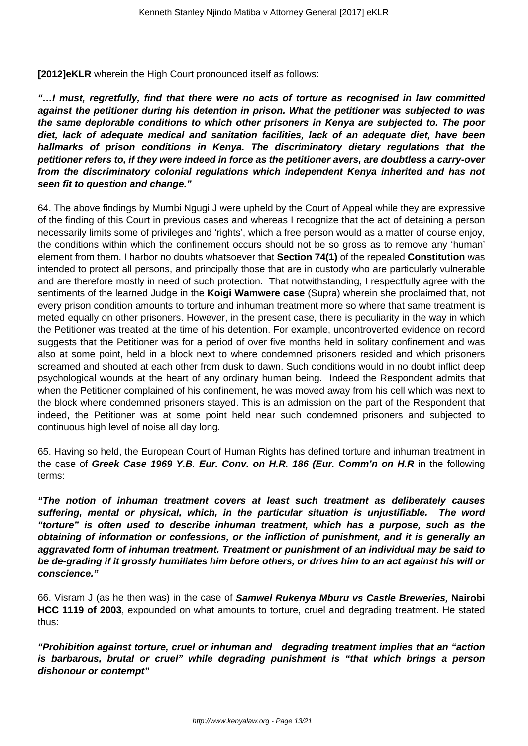**[2012]eKLR** wherein the High Court pronounced itself as follows:

***"…I must, regretfully, find that there were no acts of torture as recognised in law committed against the petitioner during his detention in prison. What the petitioner was subjected to was the same deplorable conditions to which other prisoners in Kenya are subjected to. The poor diet, lack of adequate medical and sanitation facilities, lack of an adequate diet, have been hallmarks of prison conditions in Kenya. The discriminatory dietary regulations that the petitioner refers to, if they were indeed in force as the petitioner avers, are doubtless a carry-over from the discriminatory colonial regulations which independent Kenya inherited and has not seen fit to question and change."***

64. The above findings by Mumbi Ngugi J were upheld by the Court of Appeal while they are expressive of the finding of this Court in previous cases and whereas I recognize that the act of detaining a person necessarily limits some of privileges and 'rights', which a free person would as a matter of course enjoy, the conditions within which the confinement occurs should not be so gross as to remove any 'human' element from them. I harbor no doubts whatsoever that **Section 74(1)** of the repealed **Constitution** was intended to protect all persons, and principally those that are in custody who are particularly vulnerable and are therefore mostly in need of such protection. That notwithstanding, I respectfully agree with the sentiments of the learned Judge in the **Koigi Wamwere case** (Supra) wherein she proclaimed that, not every prison condition amounts to torture and inhuman treatment more so where that same treatment is meted equally on other prisoners. However, in the present case, there is peculiarity in the way in which the Petitioner was treated at the time of his detention. For example, uncontroverted evidence on record suggests that the Petitioner was for a period of over five months held in solitary confinement and was also at some point, held in a block next to where condemned prisoners resided and which prisoners screamed and shouted at each other from dusk to dawn. Such conditions would in no doubt inflict deep psychological wounds at the heart of any ordinary human being. Indeed the Respondent admits that when the Petitioner complained of his confinement, he was moved away from his cell which was next to the block where condemned prisoners stayed. This is an admission on the part of the Respondent that indeed, the Petitioner was at some point held near such condemned prisoners and subjected to continuous high level of noise all day long.

65. Having so held, the European Court of Human Rights has defined torture and inhuman treatment in the case of ***Greek Case 1969 Y.B. Eur. Conv. on H.R. 186 (Eur. Comm'n on H.R*** in the following terms:

***"The notion of inhuman treatment covers at least such treatment as deliberately causes suffering, mental or physical, which, in the particular situation is unjustifiable. The word "torture" is often used to describe inhuman treatment, which has a purpose, such as the obtaining of information or confessions, or the infliction of punishment, and it is generally an aggravated form of inhuman treatment. Treatment or punishment of an individual may be said to be de-grading if it grossly humiliates him before others, or drives him to an act against his will or conscience."***

66. Visram J (as he then was) in the case of ***Samwel Rukenya Mburu vs Castle Breweries,*** **Nairobi HCC 1119 of 2003**, expounded on what amounts to torture, cruel and degrading treatment. He stated thus:

***"Prohibition against torture, cruel or inhuman and degrading treatment implies that an "action is barbarous, brutal or cruel" while degrading punishment is "that which brings a person dishonour or contempt"***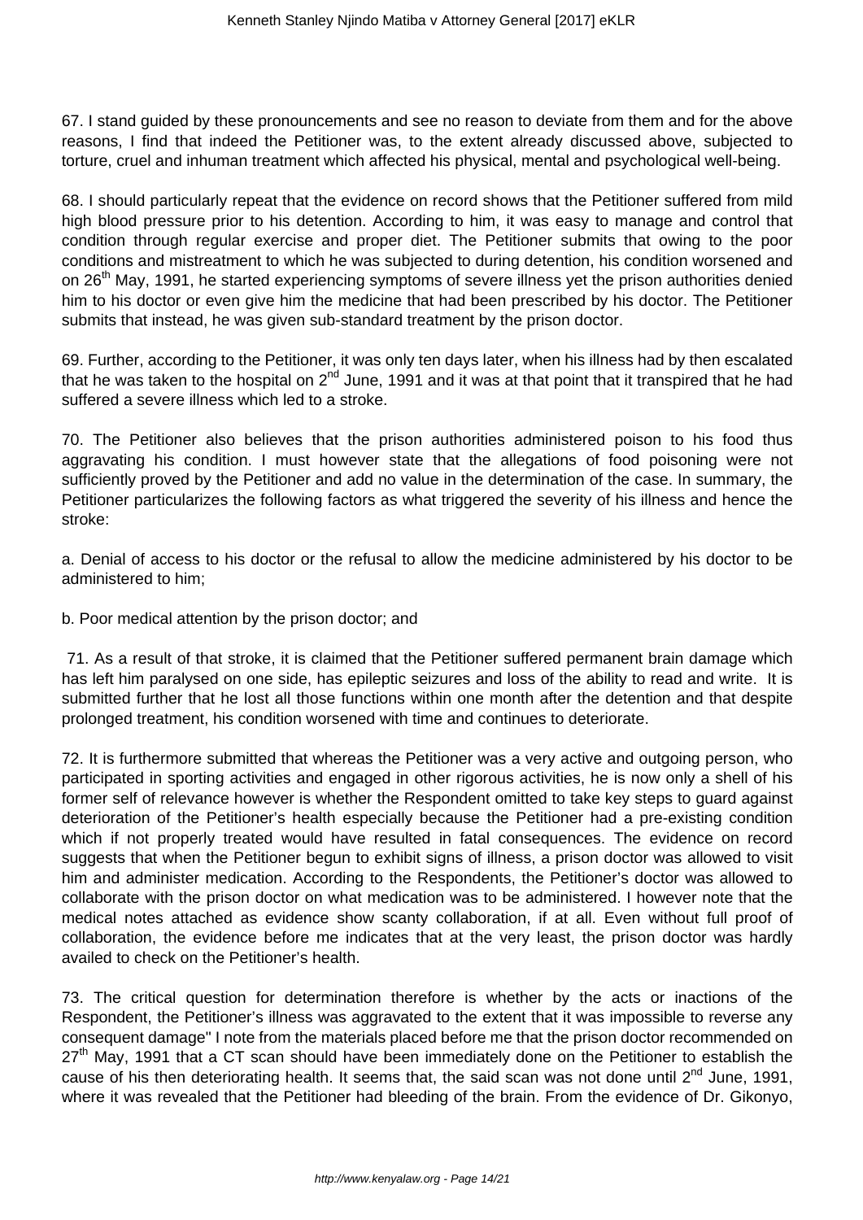67. I stand guided by these pronouncements and see no reason to deviate from them and for the above reasons, I find that indeed the Petitioner was, to the extent already discussed above, subjected to torture, cruel and inhuman treatment which affected his physical, mental and psychological well-being.

68. I should particularly repeat that the evidence on record shows that the Petitioner suffered from mild high blood pressure prior to his detention. According to him, it was easy to manage and control that condition through regular exercise and proper diet. The Petitioner submits that owing to the poor conditions and mistreatment to which he was subjected to during detention, his condition worsened and on 26[th] May, 1991, he started experiencing symptoms of severe illness yet the prison authorities denied him to his doctor or even give him the medicine that had been prescribed by his doctor. The Petitioner submits that instead, he was given sub-standard treatment by the prison doctor.

69. Further, according to the Petitioner, it was only ten days later, when his illness had by then escalated that he was taken to the hospital on 2[nd] June, 1991 and it was at that point that it transpired that he had suffered a severe illness which led to a stroke.

70. The Petitioner also believes that the prison authorities administered poison to his food thus aggravating his condition. I must however state that the allegations of food poisoning were not sufficiently proved by the Petitioner and add no value in the determination of the case. In summary, the Petitioner particularizes the following factors as what triggered the severity of his illness and hence the stroke:

a. Denial of access to his doctor or the refusal to allow the medicine administered by his doctor to be administered to him;

b. Poor medical attention by the prison doctor; and

71. As a result of that stroke, it is claimed that the Petitioner suffered permanent brain damage which has left him paralysed on one side, has epileptic seizures and loss of the ability to read and write. It is submitted further that he lost all those functions within one month after the detention and that despite prolonged treatment, his condition worsened with time and continues to deteriorate.

72. It is furthermore submitted that whereas the Petitioner was a very active and outgoing person, who participated in sporting activities and engaged in other rigorous activities, he is now only a shell of his former self of relevance however is whether the Respondent omitted to take key steps to guard against deterioration of the Petitioner's health especially because the Petitioner had a pre-existing condition which if not properly treated would have resulted in fatal consequences. The evidence on record suggests that when the Petitioner begun to exhibit signs of illness, a prison doctor was allowed to visit him and administer medication. According to the Respondents, the Petitioner's doctor was allowed to collaborate with the prison doctor on what medication was to be administered. I however note that the medical notes attached as evidence show scanty collaboration, if at all. Even without full proof of collaboration, the evidence before me indicates that at the very least, the prison doctor was hardly availed to check on the Petitioner's health.

73. The critical question for determination therefore is whether by the acts or inactions of the Respondent, the Petitioner's illness was aggravated to the extent that it was impossible to reverse any consequent damage" I note from the materials placed before me that the prison doctor recommended on 27[th] May, 1991 that a CT scan should have been immediately done on the Petitioner to establish the cause of his then deteriorating health. It seems that, the said scan was not done until 2[nd] June, 1991, where it was revealed that the Petitioner had bleeding of the brain. From the evidence of Dr. Gikonyo,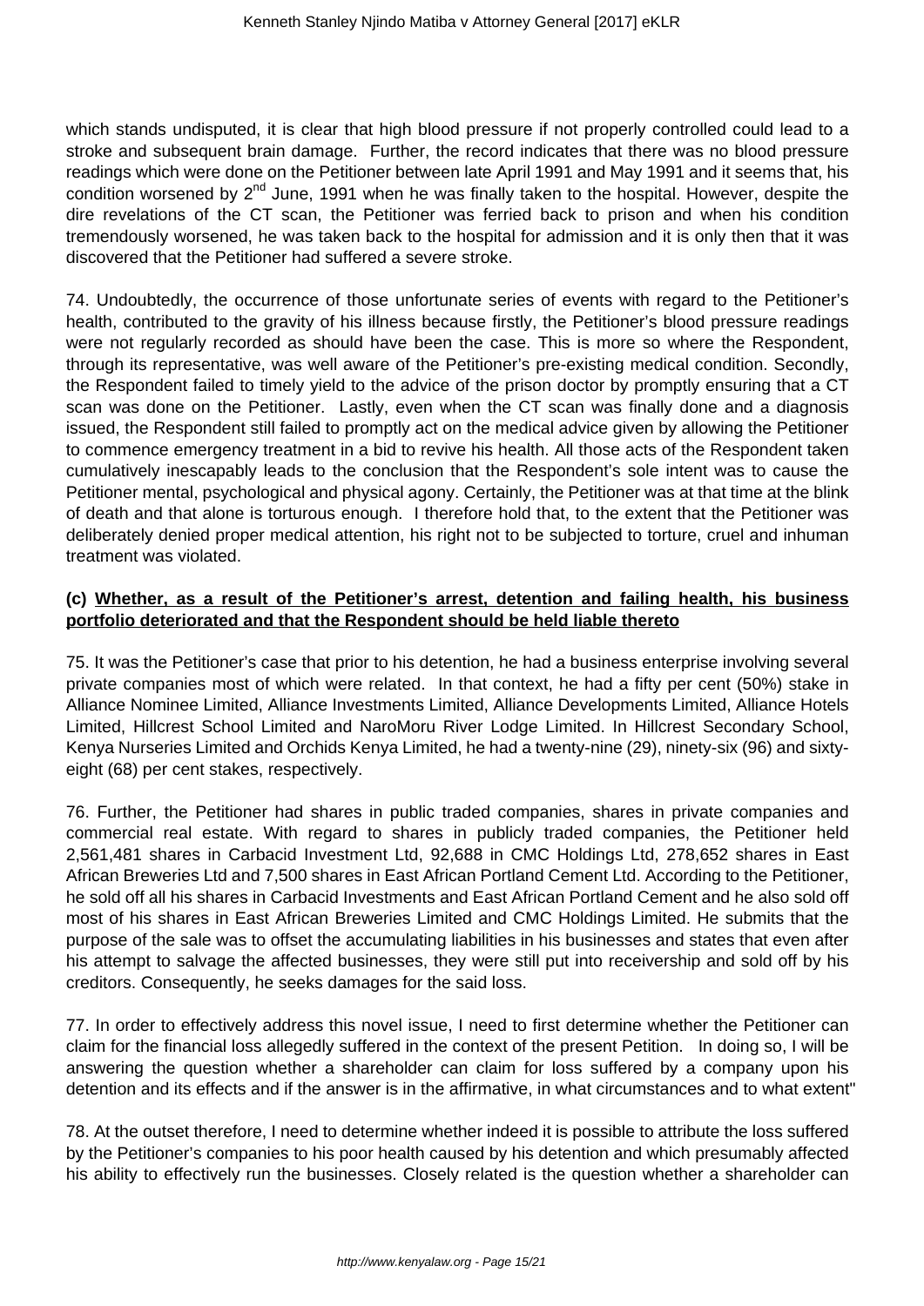which stands undisputed, it is clear that high blood pressure if not properly controlled could lead to a stroke and subsequent brain damage. Further, the record indicates that there was no blood pressure readings which were done on the Petitioner between late April 1991 and May 1991 and it seems that, his condition worsened by 2nd June, 1991 when he was finally taken to the hospital. However, despite the dire revelations of the CT scan, the Petitioner was ferried back to prison and when his condition tremendously worsened, he was taken back to the hospital for admission and it is only then that it was discovered that the Petitioner had suffered a severe stroke.

74. Undoubtedly, the occurrence of those unfortunate series of events with regard to the Petitioner's health, contributed to the gravity of his illness because firstly, the Petitioner's blood pressure readings were not regularly recorded as should have been the case. This is more so where the Respondent, through its representative, was well aware of the Petitioner's pre-existing medical condition. Secondly, the Respondent failed to timely yield to the advice of the prison doctor by promptly ensuring that a CT scan was done on the Petitioner. Lastly, even when the CT scan was finally done and a diagnosis issued, the Respondent still failed to promptly act on the medical advice given by allowing the Petitioner to commence emergency treatment in a bid to revive his health. All those acts of the Respondent taken cumulatively inescapably leads to the conclusion that the Respondent's sole intent was to cause the Petitioner mental, psychological and physical agony. Certainly, the Petitioner was at that time at the blink of death and that alone is torturous enough. I therefore hold that, to the extent that the Petitioner was deliberately denied proper medical attention, his right not to be subjected to torture, cruel and inhuman treatment was violated.

**(c) Whether, as a result of the Petitioner's arrest, detention and failing health, his business portfolio deteriorated and that the Respondent should be held liable thereto**

75. It was the Petitioner's case that prior to his detention, he had a business enterprise involving several private companies most of which were related. In that context, he had a fifty per cent (50%) stake in Alliance Nominee Limited, Alliance Investments Limited, Alliance Developments Limited, Alliance Hotels Limited, Hillcrest School Limited and NaroMoru River Lodge Limited. In Hillcrest Secondary School, Kenya Nurseries Limited and Orchids Kenya Limited, he had a twenty-nine (29), ninety-six (96) and sixty-eight (68) per cent stakes, respectively.

76. Further, the Petitioner had shares in public traded companies, shares in private companies and commercial real estate. With regard to shares in publicly traded companies, the Petitioner held 2,561,481 shares in Carbacid Investment Ltd, 92,688 in CMC Holdings Ltd, 278,652 shares in East African Breweries Ltd and 7,500 shares in East African Portland Cement Ltd. According to the Petitioner, he sold off all his shares in Carbacid Investments and East African Portland Cement and he also sold off most of his shares in East African Breweries Limited and CMC Holdings Limited. He submits that the purpose of the sale was to offset the accumulating liabilities in his businesses and states that even after his attempt to salvage the affected businesses, they were still put into receivership and sold off by his creditors. Consequently, he seeks damages for the said loss.

77. In order to effectively address this novel issue, I need to first determine whether the Petitioner can claim for the financial loss allegedly suffered in the context of the present Petition. In doing so, I will be answering the question whether a shareholder can claim for loss suffered by a company upon his detention and its effects and if the answer is in the affirmative, in what circumstances and to what extent"

78. At the outset therefore, I need to determine whether indeed it is possible to attribute the loss suffered by the Petitioner's companies to his poor health caused by his detention and which presumably affected his ability to effectively run the businesses. Closely related is the question whether a shareholder can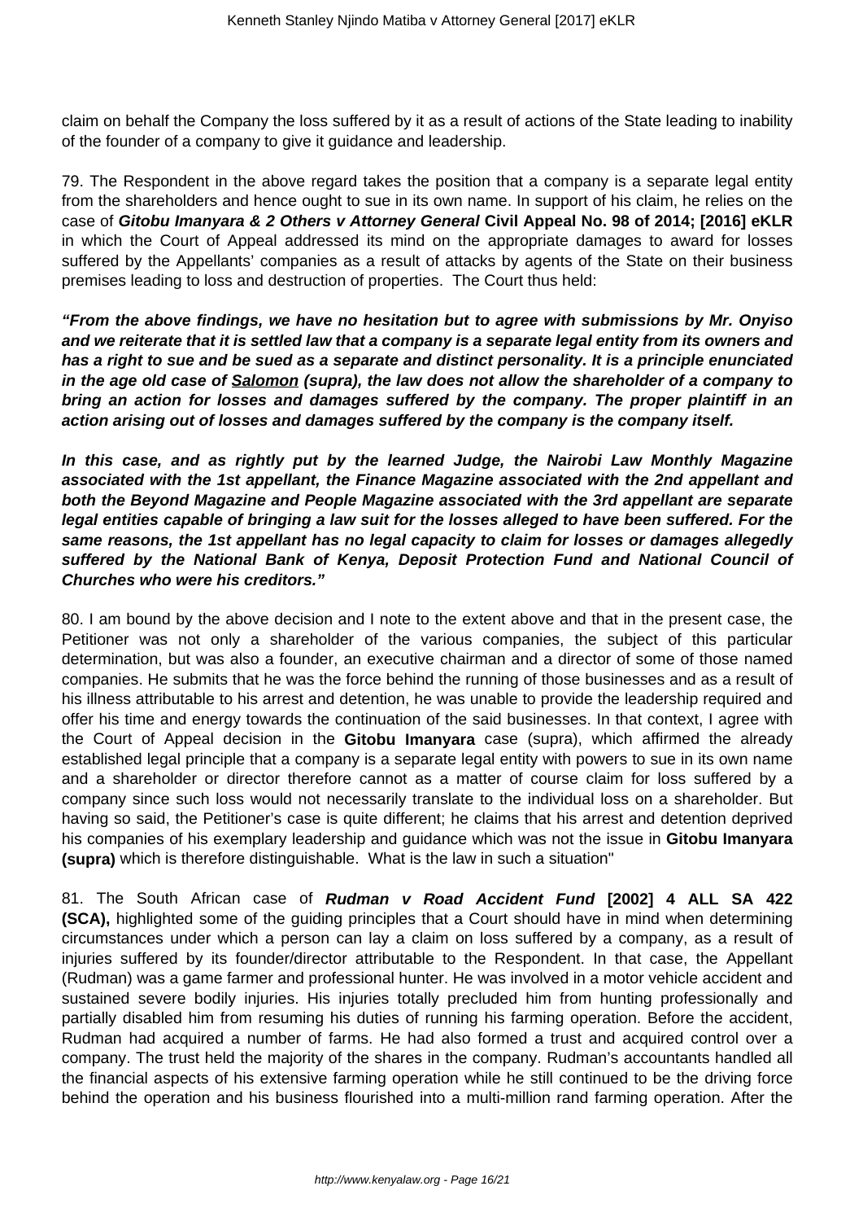claim on behalf the Company the loss suffered by it as a result of actions of the State leading to inability of the founder of a company to give it guidance and leadership.

79. The Respondent in the above regard takes the position that a company is a separate legal entity from the shareholders and hence ought to sue in its own name. In support of his claim, he relies on the case of ***Gitobu Imanyara & 2 Others v Attorney General*** **Civil Appeal No. 98 of 2014; [2016] eKLR** in which the Court of Appeal addressed its mind on the appropriate damages to award for losses suffered by the Appellants' companies as a result of attacks by agents of the State on their business premises leading to loss and destruction of properties. The Court thus held:

***"From the above findings, we have no hesitation but to agree with submissions by Mr. Onyiso and we reiterate that it is settled law that a company is a separate legal entity from its owners and has a right to sue and be sued as a separate and distinct personality. It is a principle enunciated in the age old case of Salomon (supra), the law does not allow the shareholder of a company to bring an action for losses and damages suffered by the company. The proper plaintiff in an action arising out of losses and damages suffered by the company is the company itself.***

***In this case, and as rightly put by the learned Judge, the Nairobi Law Monthly Magazine associated with the 1st appellant, the Finance Magazine associated with the 2nd appellant and both the Beyond Magazine and People Magazine associated with the 3rd appellant are separate legal entities capable of bringing a law suit for the losses alleged to have been suffered. For the same reasons, the 1st appellant has no legal capacity to claim for losses or damages allegedly suffered by the National Bank of Kenya, Deposit Protection Fund and National Council of Churches who were his creditors."***

80. I am bound by the above decision and I note to the extent above and that in the present case, the Petitioner was not only a shareholder of the various companies, the subject of this particular determination, but was also a founder, an executive chairman and a director of some of those named companies. He submits that he was the force behind the running of those businesses and as a result of his illness attributable to his arrest and detention, he was unable to provide the leadership required and offer his time and energy towards the continuation of the said businesses. In that context, I agree with the Court of Appeal decision in the **Gitobu Imanyara** case (supra), which affirmed the already established legal principle that a company is a separate legal entity with powers to sue in its own name and a shareholder or director therefore cannot as a matter of course claim for loss suffered by a company since such loss would not necessarily translate to the individual loss on a shareholder. But having so said, the Petitioner's case is quite different; he claims that his arrest and detention deprived his companies of his exemplary leadership and guidance which was not the issue in **Gitobu Imanyara (supra)** which is therefore distinguishable. What is the law in such a situation"

81. The South African case of ***Rudman v Road Accident Fund*** **[2002] 4 ALL SA 422 (SCA),** highlighted some of the guiding principles that a Court should have in mind when determining circumstances under which a person can lay a claim on loss suffered by a company, as a result of injuries suffered by its founder/director attributable to the Respondent. In that case, the Appellant (Rudman) was a game farmer and professional hunter. He was involved in a motor vehicle accident and sustained severe bodily injuries. His injuries totally precluded him from hunting professionally and partially disabled him from resuming his duties of running his farming operation. Before the accident, Rudman had acquired a number of farms. He had also formed a trust and acquired control over a company. The trust held the majority of the shares in the company. Rudman's accountants handled all the financial aspects of his extensive farming operation while he still continued to be the driving force behind the operation and his business flourished into a multi-million rand farming operation. After the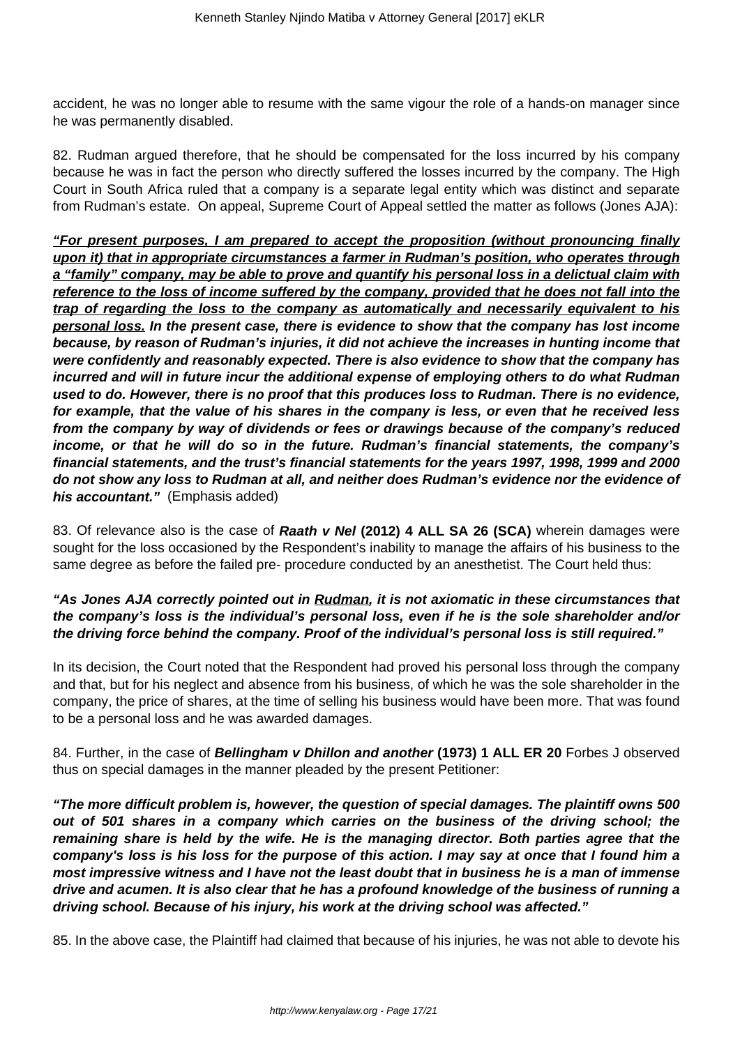accident, he was no longer able to resume with the same vigour the role of a hands-on manager since he was permanently disabled.

82. Rudman argued therefore, that he should be compensated for the loss incurred by his company because he was in fact the person who directly suffered the losses incurred by the company. The High Court in South Africa ruled that a company is a separate legal entity which was distinct and separate from Rudman's estate. On appeal, Supreme Court of Appeal settled the matter as follows (Jones AJA):

***"For present purposes, I am prepared to accept the proposition (without pronouncing finally upon it) that in appropriate circumstances a farmer in Rudman's position, who operates through a "family" company, may be able to prove and quantify his personal loss in a delictual claim with reference to the loss of income suffered by the company, provided that he does not fall into the trap of regarding the loss to the company as automatically and necessarily equivalent to his personal loss.* In the present case, there is evidence to show that the company has lost income because, by reason of Rudman's injuries, it did not achieve the increases in hunting income that were confidently and reasonably expected. There is also evidence to show that the company has incurred and will in future incur the additional expense of employing others to do what Rudman used to do. However, there is no proof that this produces loss to Rudman. There is no evidence, for example, that the value of his shares in the company is less, or even that he received less from the company by way of dividends or fees or drawings because of the company's reduced income, or that he will do so in the future. Rudman's financial statements, the company's financial statements, and the trust's financial statements for the years 1997, 1998, 1999 and 2000 do not show any loss to Rudman at all, and neither does Rudman's evidence nor the evidence of his accountant."** (Emphasis added)

83. Of relevance also is the case of ***Raath v Nel* (2012) 4 ALL SA 26 (SCA)** wherein damages were sought for the loss occasioned by the Respondent's inability to manage the affairs of his business to the same degree as before the failed pre- procedure conducted by an anesthetist. The Court held thus:

***"As Jones AJA correctly pointed out in Rudman, it is not axiomatic in these circumstances that the company's loss is the individual's personal loss, even if he is the sole shareholder and/or the driving force behind the company. Proof of the individual's personal loss is still required."***

In its decision, the Court noted that the Respondent had proved his personal loss through the company and that, but for his neglect and absence from his business, of which he was the sole shareholder in the company, the price of shares, at the time of selling his business would have been more. That was found to be a personal loss and he was awarded damages.

84. Further, in the case of ***Bellingham v Dhillon and another* (1973) 1 ALL ER 20** Forbes J observed thus on special damages in the manner pleaded by the present Petitioner:

***"The more difficult problem is, however, the question of special damages. The plaintiff owns 500 out of 501 shares in a company which carries on the business of the driving school; the remaining share is held by the wife. He is the managing director. Both parties agree that the company's loss is his loss for the purpose of this action. I may say at once that I found him a most impressive witness and I have not the least doubt that in business he is a man of immense drive and acumen. It is also clear that he has a profound knowledge of the business of running a driving school. Because of his injury, his work at the driving school was affected."***

85. In the above case, the Plaintiff had claimed that because of his injuries, he was not able to devote his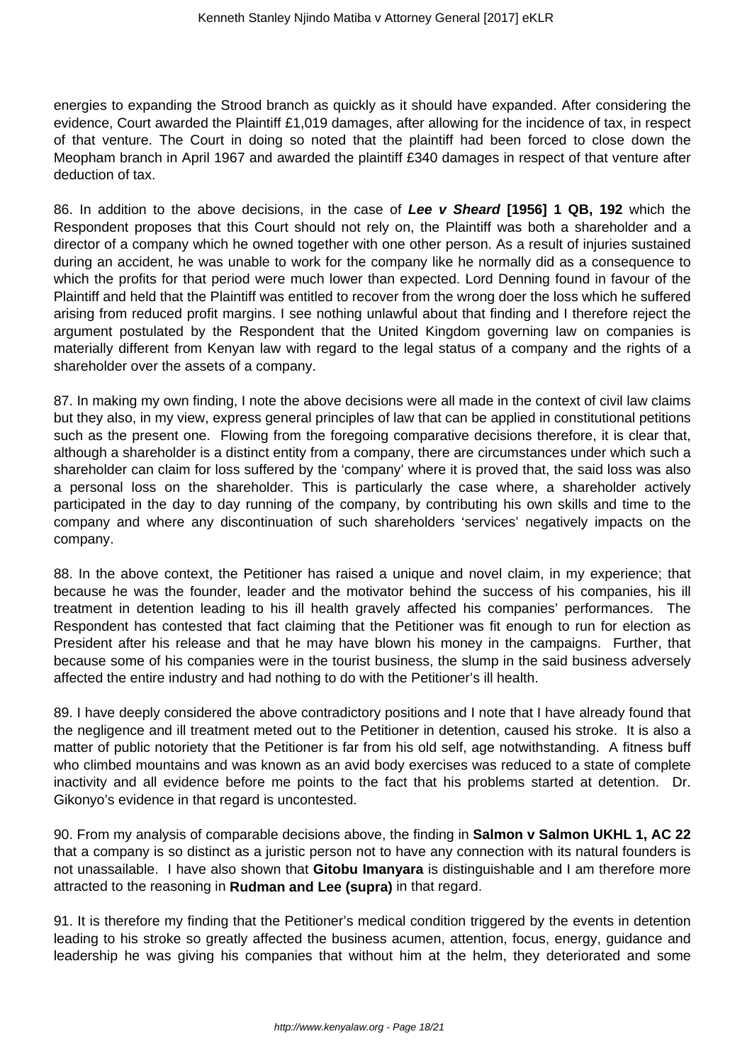energies to expanding the Strood branch as quickly as it should have expanded. After considering the evidence, Court awarded the Plaintiff £1,019 damages, after allowing for the incidence of tax, in respect of that venture. The Court in doing so noted that the plaintiff had been forced to close down the Meopham branch in April 1967 and awarded the plaintiff £340 damages in respect of that venture after deduction of tax.

86. In addition to the above decisions, in the case of ***Lee v Sheard* [1956] 1 QB, 192** which the Respondent proposes that this Court should not rely on, the Plaintiff was both a shareholder and a director of a company which he owned together with one other person. As a result of injuries sustained during an accident, he was unable to work for the company like he normally did as a consequence to which the profits for that period were much lower than expected. Lord Denning found in favour of the Plaintiff and held that the Plaintiff was entitled to recover from the wrong doer the loss which he suffered arising from reduced profit margins. I see nothing unlawful about that finding and I therefore reject the argument postulated by the Respondent that the United Kingdom governing law on companies is materially different from Kenyan law with regard to the legal status of a company and the rights of a shareholder over the assets of a company.

87. In making my own finding, I note the above decisions were all made in the context of civil law claims but they also, in my view, express general principles of law that can be applied in constitutional petitions such as the present one. Flowing from the foregoing comparative decisions therefore, it is clear that, although a shareholder is a distinct entity from a company, there are circumstances under which such a shareholder can claim for loss suffered by the 'company' where it is proved that, the said loss was also a personal loss on the shareholder. This is particularly the case where, a shareholder actively participated in the day to day running of the company, by contributing his own skills and time to the company and where any discontinuation of such shareholders 'services' negatively impacts on the company.

88. In the above context, the Petitioner has raised a unique and novel claim, in my experience; that because he was the founder, leader and the motivator behind the success of his companies, his ill treatment in detention leading to his ill health gravely affected his companies' performances. The Respondent has contested that fact claiming that the Petitioner was fit enough to run for election as President after his release and that he may have blown his money in the campaigns. Further, that because some of his companies were in the tourist business, the slump in the said business adversely affected the entire industry and had nothing to do with the Petitioner's ill health.

89. I have deeply considered the above contradictory positions and I note that I have already found that the negligence and ill treatment meted out to the Petitioner in detention, caused his stroke. It is also a matter of public notoriety that the Petitioner is far from his old self, age notwithstanding. A fitness buff who climbed mountains and was known as an avid body exercises was reduced to a state of complete inactivity and all evidence before me points to the fact that his problems started at detention. Dr. Gikonyo's evidence in that regard is uncontested.

90. From my analysis of comparable decisions above, the finding in **Salmon v Salmon UKHL 1, AC 22** that a company is so distinct as a juristic person not to have any connection with its natural founders is not unassailable. I have also shown that **Gitobu Imanyara** is distinguishable and I am therefore more attracted to the reasoning in **Rudman and Lee (supra)** in that regard.

91. It is therefore my finding that the Petitioner's medical condition triggered by the events in detention leading to his stroke so greatly affected the business acumen, attention, focus, energy, guidance and leadership he was giving his companies that without him at the helm, they deteriorated and some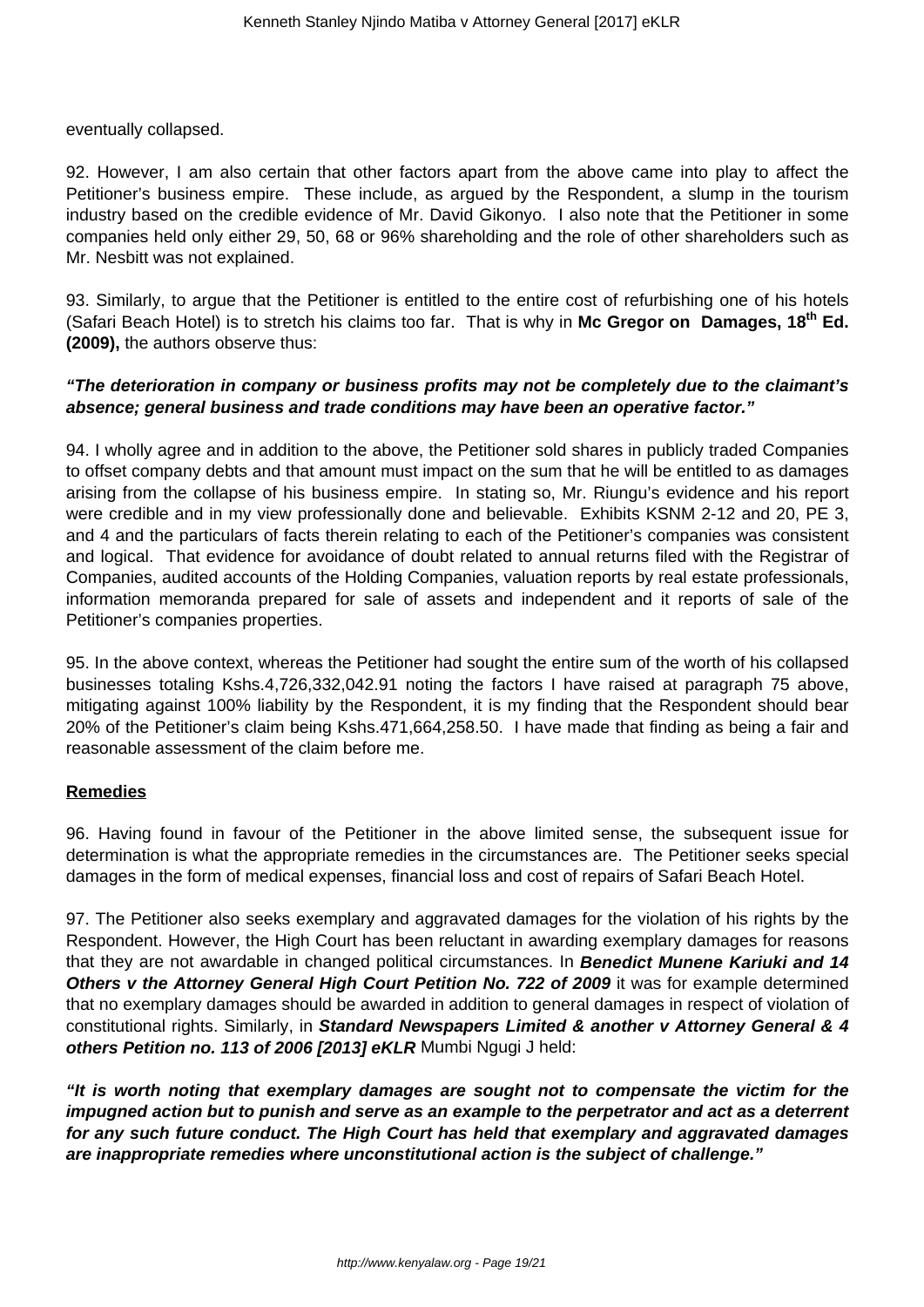eventually collapsed.

92. However, I am also certain that other factors apart from the above came into play to affect the Petitioner's business empire. These include, as argued by the Respondent, a slump in the tourism industry based on the credible evidence of Mr. David Gikonyo. I also note that the Petitioner in some companies held only either 29, 50, 68 or 96% shareholding and the role of other shareholders such as Mr. Nesbitt was not explained.

93. Similarly, to argue that the Petitioner is entitled to the entire cost of refurbishing one of his hotels (Safari Beach Hotel) is to stretch his claims too far. That is why in **Mc Gregor on Damages, 18th Ed. (2009),** the authors observe thus:

***"The deterioration in company or business profits may not be completely due to the claimant's absence; general business and trade conditions may have been an operative factor."***

94. I wholly agree and in addition to the above, the Petitioner sold shares in publicly traded Companies to offset company debts and that amount must impact on the sum that he will be entitled to as damages arising from the collapse of his business empire. In stating so, Mr. Riungu's evidence and his report were credible and in my view professionally done and believable. Exhibits KSNM 2-12 and 20, PE 3, and 4 and the particulars of facts therein relating to each of the Petitioner's companies was consistent and logical. That evidence for avoidance of doubt related to annual returns filed with the Registrar of Companies, audited accounts of the Holding Companies, valuation reports by real estate professionals, information memoranda prepared for sale of assets and independent and it reports of sale of the Petitioner's companies properties.

95. In the above context, whereas the Petitioner had sought the entire sum of the worth of his collapsed businesses totaling Kshs.4,726,332,042.91 noting the factors I have raised at paragraph 75 above, mitigating against 100% liability by the Respondent, it is my finding that the Respondent should bear 20% of the Petitioner's claim being Kshs.471,664,258.50. I have made that finding as being a fair and reasonable assessment of the claim before me.

**Remedies**

96. Having found in favour of the Petitioner in the above limited sense, the subsequent issue for determination is what the appropriate remedies in the circumstances are. The Petitioner seeks special damages in the form of medical expenses, financial loss and cost of repairs of Safari Beach Hotel.

97. The Petitioner also seeks exemplary and aggravated damages for the violation of his rights by the Respondent. However, the High Court has been reluctant in awarding exemplary damages for reasons that they are not awardable in changed political circumstances. In ***Benedict Munene Kariuki and 14 Others v the Attorney General High Court Petition No. 722 of 2009*** it was for example determined that no exemplary damages should be awarded in addition to general damages in respect of violation of constitutional rights. Similarly, in ***Standard Newspapers Limited & another v Attorney General & 4 others Petition no. 113 of 2006 [2013] eKLR*** Mumbi Ngugi J held:

***"It is worth noting that exemplary damages are sought not to compensate the victim for the impugned action but to punish and serve as an example to the perpetrator and act as a deterrent for any such future conduct. The High Court has held that exemplary and aggravated damages are inappropriate remedies where unconstitutional action is the subject of challenge."***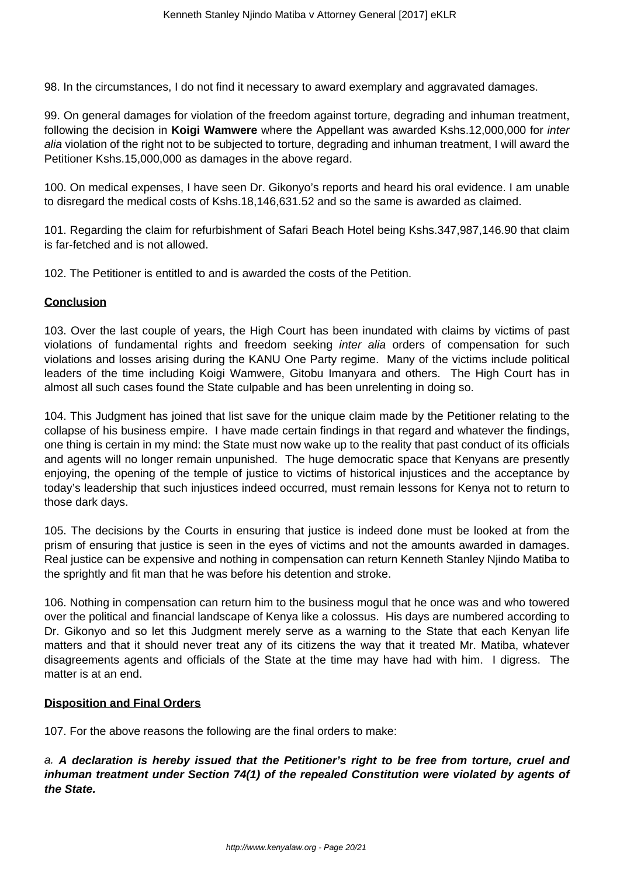98. In the circumstances, I do not find it necessary to award exemplary and aggravated damages.

99. On general damages for violation of the freedom against torture, degrading and inhuman treatment, following the decision in **Koigi Wamwere** where the Appellant was awarded Kshs.12,000,000 for *inter alia* violation of the right not to be subjected to torture, degrading and inhuman treatment, I will award the Petitioner Kshs.15,000,000 as damages in the above regard.

100. On medical expenses, I have seen Dr. Gikonyo's reports and heard his oral evidence. I am unable to disregard the medical costs of Kshs.18,146,631.52 and so the same is awarded as claimed.

101. Regarding the claim for refurbishment of Safari Beach Hotel being Kshs.347,987,146.90 that claim is far-fetched and is not allowed.

102. The Petitioner is entitled to and is awarded the costs of the Petition.

**Conclusion**

103. Over the last couple of years, the High Court has been inundated with claims by victims of past violations of fundamental rights and freedom seeking *inter alia* orders of compensation for such violations and losses arising during the KANU One Party regime. Many of the victims include political leaders of the time including Koigi Wamwere, Gitobu Imanyara and others. The High Court has in almost all such cases found the State culpable and has been unrelenting in doing so.

104. This Judgment has joined that list save for the unique claim made by the Petitioner relating to the collapse of his business empire. I have made certain findings in that regard and whatever the findings, one thing is certain in my mind: the State must now wake up to the reality that past conduct of its officials and agents will no longer remain unpunished. The huge democratic space that Kenyans are presently enjoying, the opening of the temple of justice to victims of historical injustices and the acceptance by today's leadership that such injustices indeed occurred, must remain lessons for Kenya not to return to those dark days.

105. The decisions by the Courts in ensuring that justice is indeed done must be looked at from the prism of ensuring that justice is seen in the eyes of victims and not the amounts awarded in damages. Real justice can be expensive and nothing in compensation can return Kenneth Stanley Njindo Matiba to the sprightly and fit man that he was before his detention and stroke.

106. Nothing in compensation can return him to the business mogul that he once was and who towered over the political and financial landscape of Kenya like a colossus. His days are numbered according to Dr. Gikonyo and so let this Judgment merely serve as a warning to the State that each Kenyan life matters and that it should never treat any of its citizens the way that it treated Mr. Matiba, whatever disagreements agents and officials of the State at the time may have had with him. I digress. The matter is at an end.

**Disposition and Final Orders**

107. For the above reasons the following are the final orders to make:

*a.* ***A declaration is hereby issued that the Petitioner's right to be free from torture, cruel and inhuman treatment under Section 74(1) of the repealed Constitution were violated by agents of the State.***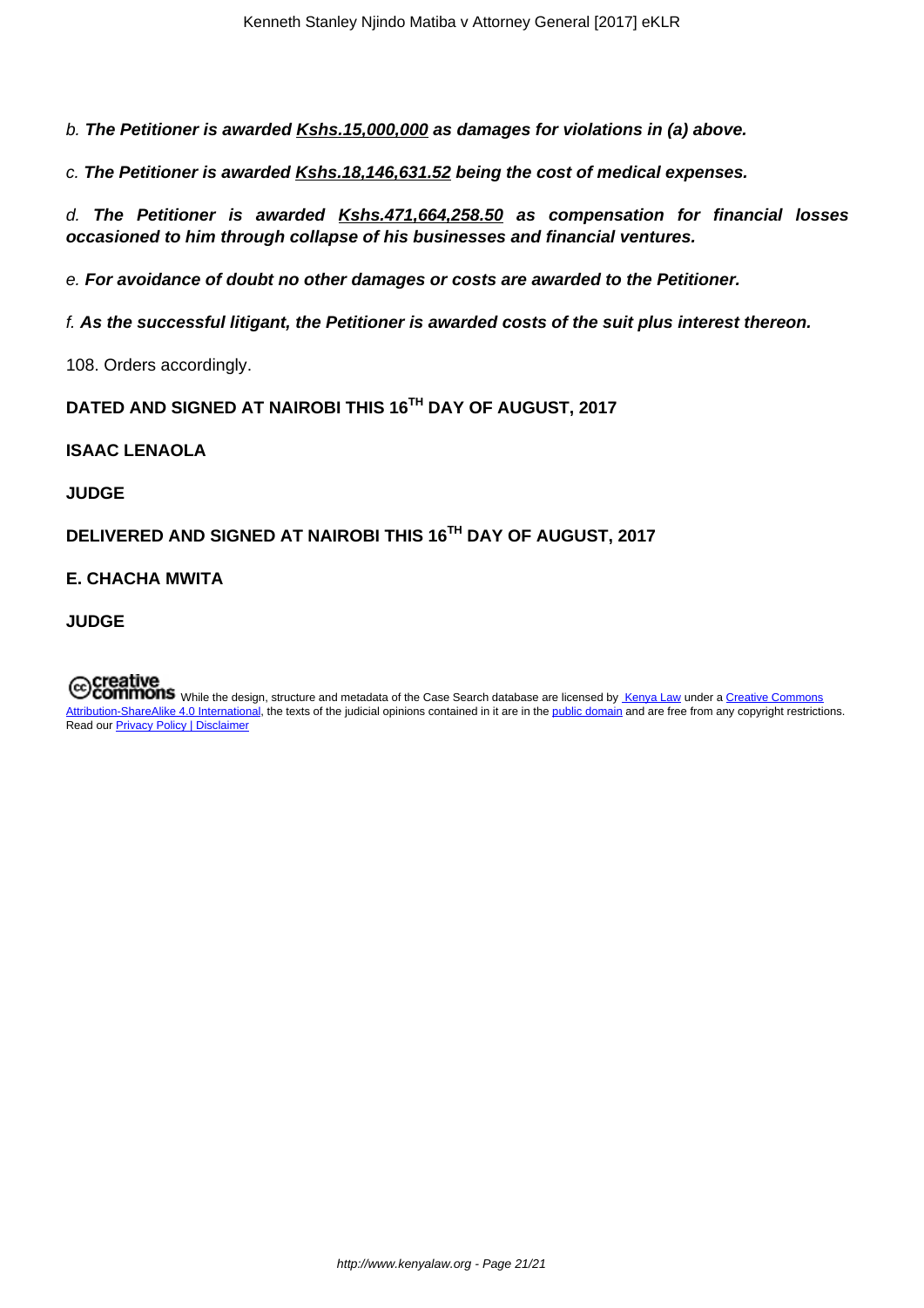b. ***The Petitioner is awarded <u>Kshs.15,000,000</u> as damages for violations in (a) above.***

c. ***The Petitioner is awarded <u>Kshs.18,146,631.52</u> being the cost of medical expenses.***

d. ***The Petitioner is awarded <u>Kshs.471,664,258.50</u> as compensation for financial losses occasioned to him through collapse of his businesses and financial ventures.***

e. ***For avoidance of doubt no other damages or costs are awarded to the Petitioner.***

f. ***As the successful litigant, the Petitioner is awarded costs of the suit plus interest thereon.***

108. Orders accordingly.

**DATED AND SIGNED AT NAIROBI THIS 16TH DAY OF AUGUST, 2017**

**ISAAC LENAOLA**

**JUDGE**

**DELIVERED AND SIGNED AT NAIROBI THIS 16TH DAY OF AUGUST, 2017**

**E. CHACHA MWITA**

**JUDGE**

creative commons While the design, structure and metadata of the Case Search database are licensed by Kenya Law under a Creative Commons Attribution-ShareAlike 4.0 International, the texts of the judicial opinions contained in it are in the public domain and are free from any copyright restrictions. Read our Privacy Policy | Disclaimer